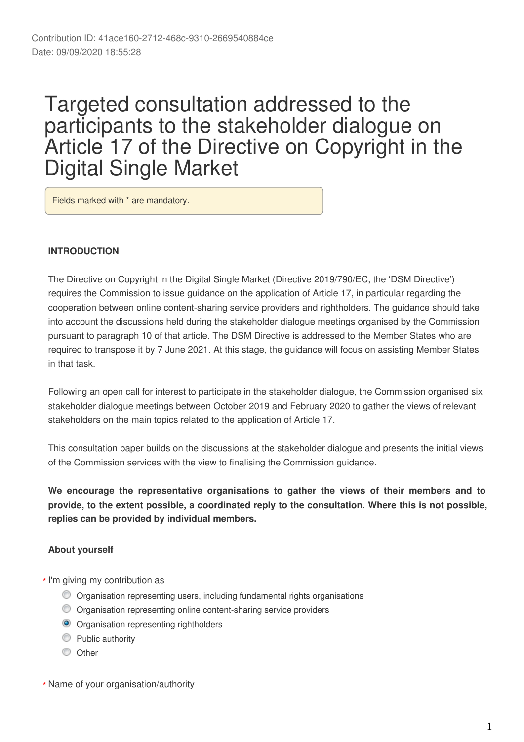Contribution ID: 41ace160-2712-468c-9310-2669540884ce
Date: 09/09/2020 18:55:28

# Targeted consultation addressed to the participants to the stakeholder dialogue on Article 17 of the Directive on Copyright in the Digital Single Market

Fields marked with * are mandatory.

**INTRODUCTION**

The Directive on Copyright in the Digital Single Market (Directive 2019/790/EC, the 'DSM Directive') requires the Commission to issue guidance on the application of Article 17, in particular regarding the cooperation between online content-sharing service providers and rightholders. The guidance should take into account the discussions held during the stakeholder dialogue meetings organised by the Commission pursuant to paragraph 10 of that article. The DSM Directive is addressed to the Member States who are required to transpose it by 7 June 2021. At this stage, the guidance will focus on assisting Member States in that task.

Following an open call for interest to participate in the stakeholder dialogue, the Commission organised six stakeholder dialogue meetings between October 2019 and February 2020 to gather the views of relevant stakeholders on the main topics related to the application of Article 17.

This consultation paper builds on the discussions at the stakeholder dialogue and presents the initial views of the Commission services with the view to finalising the Commission guidance.

**We encourage the representative organisations to gather the views of their members and to provide, to the extent possible, a coordinated reply to the consultation. Where this is not possible, replies can be provided by individual members.**

**About yourself**

\* I'm giving my contribution as

- ◯ Organisation representing users, including fundamental rights organisations
- ◯ Organisation representing online content-sharing service providers
- ◉ Organisation representing rightholders
- ◯ Public authority
- ◯ Other

\* Name of your organisation/authority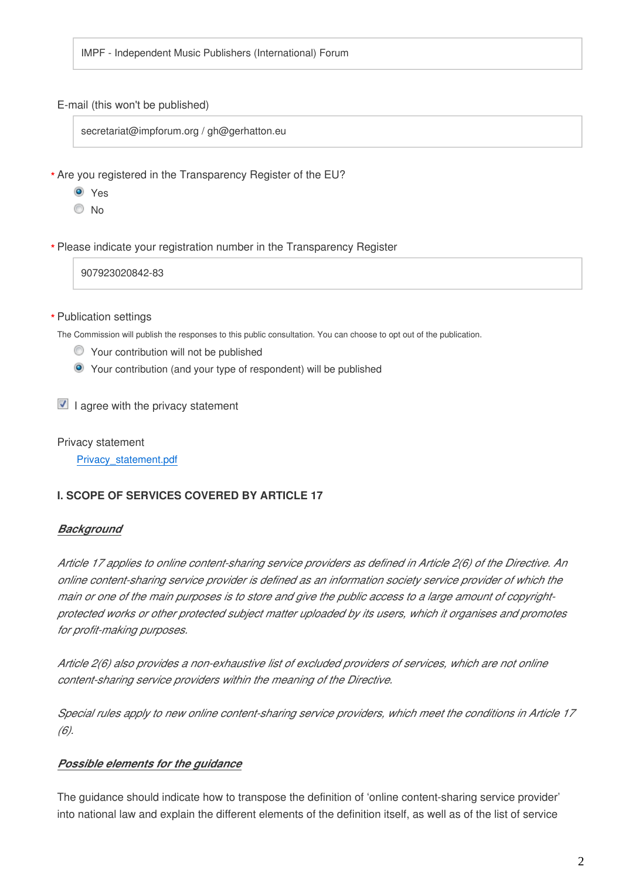IMPF - Independent Music Publishers (International) Forum

E-mail (this won't be published)

secretariat@impforum.org / gh@gerhatton.eu

\* Are you registered in the Transparency Register of the EU?

- ◉ Yes
- ○ No

\* Please indicate your registration number in the Transparency Register

907923020842-83

\* Publication settings

The Commission will publish the responses to this public consultation. You can choose to opt out of the publication.

- ○ Your contribution will not be published
- ◉ Your contribution (and your type of respondent) will be published

☑ I agree with the privacy statement

Privacy statement

Privacy_statement.pdf

**I. SCOPE OF SERVICES COVERED BY ARTICLE 17**

***Background***

*Article 17 applies to online content-sharing service providers as defined in Article 2(6) of the Directive. An online content-sharing service provider is defined as an information society service provider of which the main or one of the main purposes is to store and give the public access to a large amount of copyright-protected works or other protected subject matter uploaded by its users, which it organises and promotes for profit-making purposes.*

*Article 2(6) also provides a non-exhaustive list of excluded providers of services, which are not online content-sharing service providers within the meaning of the Directive.*

*Special rules apply to new online content-sharing service providers, which meet the conditions in Article 17 (6).*

***Possible elements for the guidance***

The guidance should indicate how to transpose the definition of 'online content-sharing service provider' into national law and explain the different elements of the definition itself, as well as of the list of service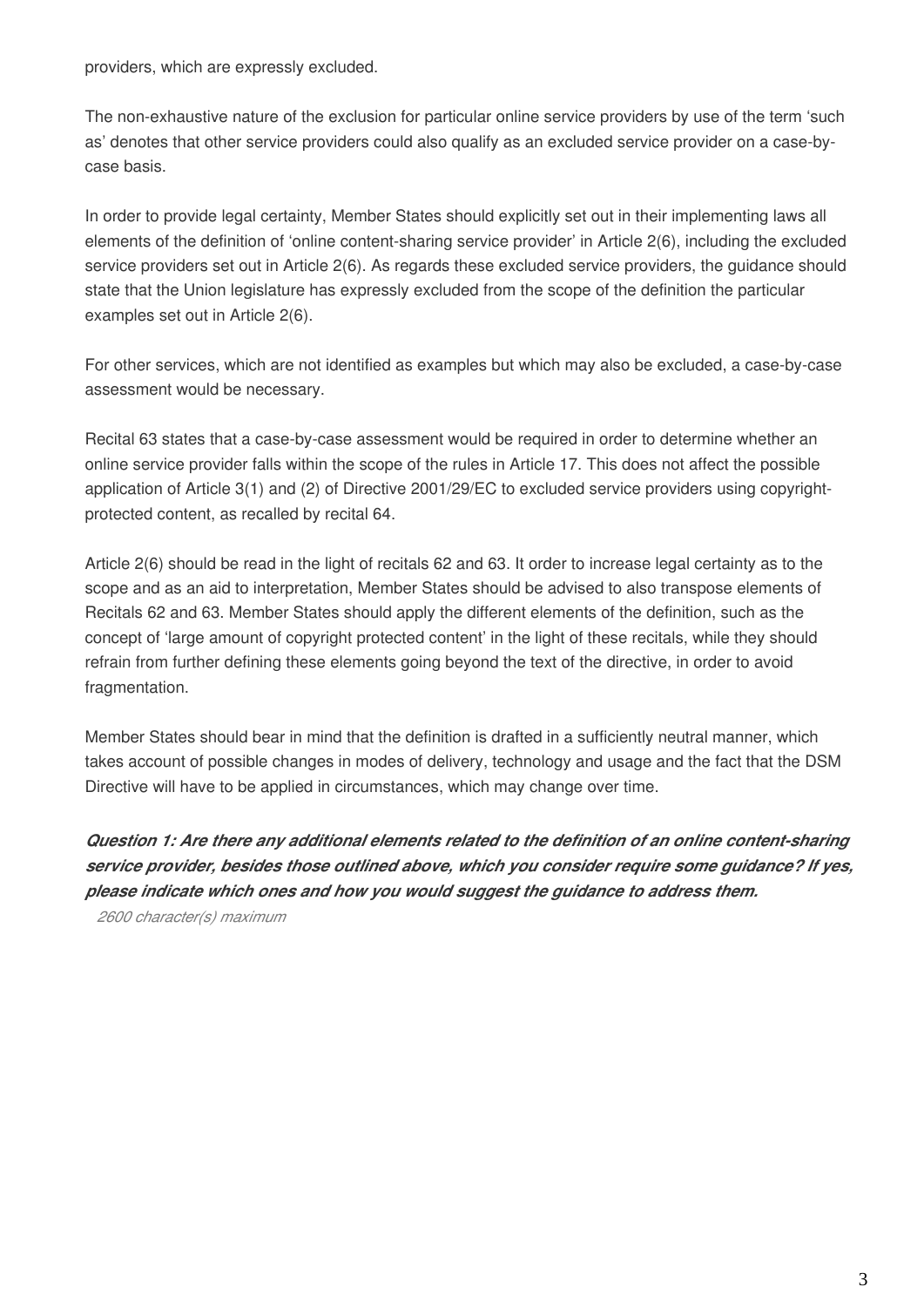providers, which are expressly excluded.

The non-exhaustive nature of the exclusion for particular online service providers by use of the term 'such as' denotes that other service providers could also qualify as an excluded service provider on a case-by-case basis.

In order to provide legal certainty, Member States should explicitly set out in their implementing laws all elements of the definition of 'online content-sharing service provider' in Article 2(6), including the excluded service providers set out in Article 2(6). As regards these excluded service providers, the guidance should state that the Union legislature has expressly excluded from the scope of the definition the particular examples set out in Article 2(6).

For other services, which are not identified as examples but which may also be excluded, a case-by-case assessment would be necessary.

Recital 63 states that a case-by-case assessment would be required in order to determine whether an online service provider falls within the scope of the rules in Article 17. This does not affect the possible application of Article 3(1) and (2) of Directive 2001/29/EC to excluded service providers using copyright-protected content, as recalled by recital 64.

Article 2(6) should be read in the light of recitals 62 and 63. It order to increase legal certainty as to the scope and as an aid to interpretation, Member States should be advised to also transpose elements of Recitals 62 and 63. Member States should apply the different elements of the definition, such as the concept of 'large amount of copyright protected content' in the light of these recitals, while they should refrain from further defining these elements going beyond the text of the directive, in order to avoid fragmentation.

Member States should bear in mind that the definition is drafted in a sufficiently neutral manner, which takes account of possible changes in modes of delivery, technology and usage and the fact that the DSM Directive will have to be applied in circumstances, which may change over time.

***Question 1: Are there any additional elements related to the definition of an online content-sharing service provider, besides those outlined above, which you consider require some guidance? If yes, please indicate which ones and how you would suggest the guidance to address them.***

*2600 character(s) maximum*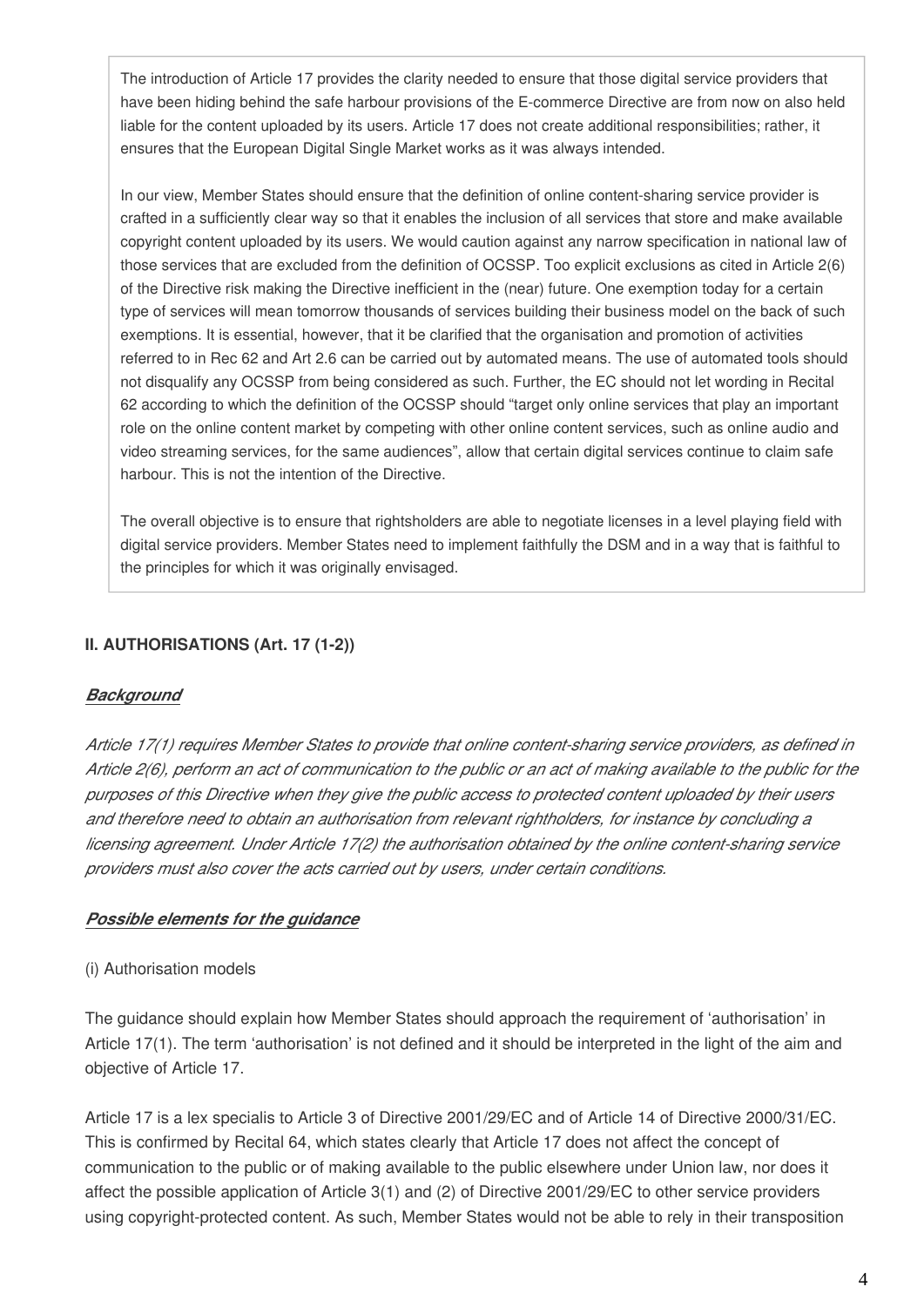The introduction of Article 17 provides the clarity needed to ensure that those digital service providers that have been hiding behind the safe harbour provisions of the E-commerce Directive are from now on also held liable for the content uploaded by its users. Article 17 does not create additional responsibilities; rather, it ensures that the European Digital Single Market works as it was always intended.

In our view, Member States should ensure that the definition of online content-sharing service provider is crafted in a sufficiently clear way so that it enables the inclusion of all services that store and make available copyright content uploaded by its users. We would caution against any narrow specification in national law of those services that are excluded from the definition of OCSSP. Too explicit exclusions as cited in Article 2(6) of the Directive risk making the Directive inefficient in the (near) future. One exemption today for a certain type of services will mean tomorrow thousands of services building their business model on the back of such exemptions. It is essential, however, that it be clarified that the organisation and promotion of activities referred to in Rec 62 and Art 2.6 can be carried out by automated means. The use of automated tools should not disqualify any OCSSP from being considered as such. Further, the EC should not let wording in Recital 62 according to which the definition of the OCSSP should "target only online services that play an important role on the online content market by competing with other online content services, such as online audio and video streaming services, for the same audiences", allow that certain digital services continue to claim safe harbour. This is not the intention of the Directive.

The overall objective is to ensure that rightsholders are able to negotiate licenses in a level playing field with digital service providers. Member States need to implement faithfully the DSM and in a way that is faithful to the principles for which it was originally envisaged.

## II. AUTHORISATIONS (Art. 17 (1-2))

### ***Background***

*Article 17(1) requires Member States to provide that online content-sharing service providers, as defined in Article 2(6), perform an act of communication to the public or an act of making available to the public for the purposes of this Directive when they give the public access to protected content uploaded by their users and therefore need to obtain an authorisation from relevant rightholders, for instance by concluding a licensing agreement. Under Article 17(2) the authorisation obtained by the online content-sharing service providers must also cover the acts carried out by users, under certain conditions.*

### ***Possible elements for the guidance***

(i) Authorisation models

The guidance should explain how Member States should approach the requirement of 'authorisation' in Article 17(1). The term 'authorisation' is not defined and it should be interpreted in the light of the aim and objective of Article 17.

Article 17 is a lex specialis to Article 3 of Directive 2001/29/EC and of Article 14 of Directive 2000/31/EC. This is confirmed by Recital 64, which states clearly that Article 17 does not affect the concept of communication to the public or of making available to the public elsewhere under Union law, nor does it affect the possible application of Article 3(1) and (2) of Directive 2001/29/EC to other service providers using copyright-protected content. As such, Member States would not be able to rely in their transposition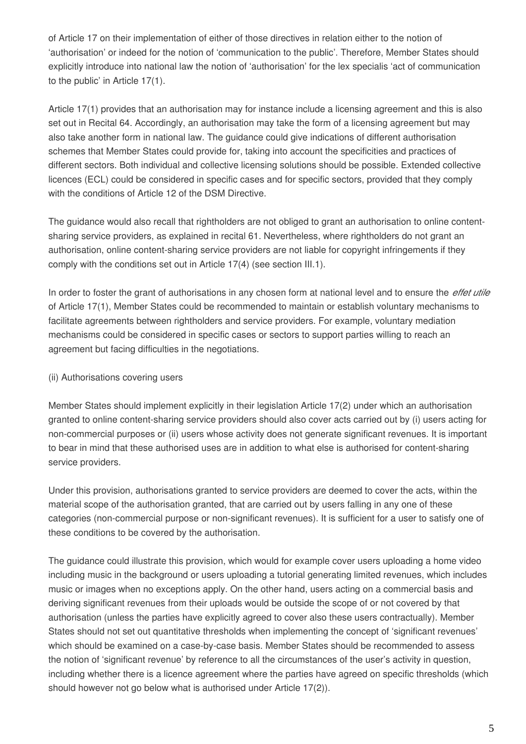of Article 17 on their implementation of either of those directives in relation either to the notion of 'authorisation' or indeed for the notion of 'communication to the public'. Therefore, Member States should explicitly introduce into national law the notion of 'authorisation' for the lex specialis 'act of communication to the public' in Article 17(1).

Article 17(1) provides that an authorisation may for instance include a licensing agreement and this is also set out in Recital 64. Accordingly, an authorisation may take the form of a licensing agreement but may also take another form in national law. The guidance could give indications of different authorisation schemes that Member States could provide for, taking into account the specificities and practices of different sectors. Both individual and collective licensing solutions should be possible. Extended collective licences (ECL) could be considered in specific cases and for specific sectors, provided that they comply with the conditions of Article 12 of the DSM Directive.

The guidance would also recall that rightholders are not obliged to grant an authorisation to online content-sharing service providers, as explained in recital 61. Nevertheless, where rightholders do not grant an authorisation, online content-sharing service providers are not liable for copyright infringements if they comply with the conditions set out in Article 17(4) (see section III.1).

In order to foster the grant of authorisations in any chosen form at national level and to ensure the *effet utile* of Article 17(1), Member States could be recommended to maintain or establish voluntary mechanisms to facilitate agreements between rightholders and service providers. For example, voluntary mediation mechanisms could be considered in specific cases or sectors to support parties willing to reach an agreement but facing difficulties in the negotiations.

(ii) Authorisations covering users

Member States should implement explicitly in their legislation Article 17(2) under which an authorisation granted to online content-sharing service providers should also cover acts carried out by (i) users acting for non-commercial purposes or (ii) users whose activity does not generate significant revenues. It is important to bear in mind that these authorised uses are in addition to what else is authorised for content-sharing service providers.

Under this provision, authorisations granted to service providers are deemed to cover the acts, within the material scope of the authorisation granted, that are carried out by users falling in any one of these categories (non-commercial purpose or non-significant revenues). It is sufficient for a user to satisfy one of these conditions to be covered by the authorisation.

The guidance could illustrate this provision, which would for example cover users uploading a home video including music in the background or users uploading a tutorial generating limited revenues, which includes music or images when no exceptions apply. On the other hand, users acting on a commercial basis and deriving significant revenues from their uploads would be outside the scope of or not covered by that authorisation (unless the parties have explicitly agreed to cover also these users contractually). Member States should not set out quantitative thresholds when implementing the concept of 'significant revenues' which should be examined on a case-by-case basis. Member States should be recommended to assess the notion of 'significant revenue' by reference to all the circumstances of the user's activity in question, including whether there is a licence agreement where the parties have agreed on specific thresholds (which should however not go below what is authorised under Article 17(2)).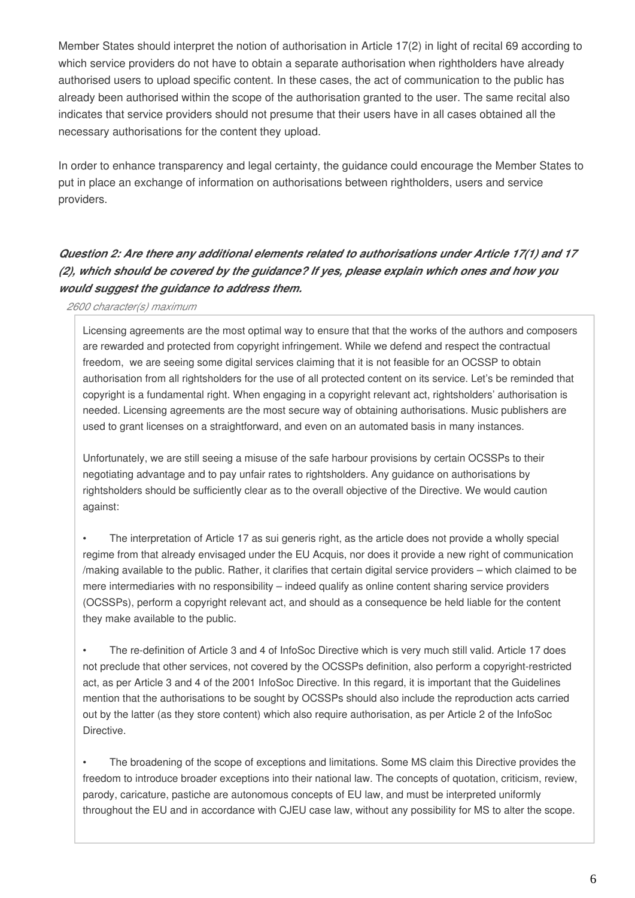Member States should interpret the notion of authorisation in Article 17(2) in light of recital 69 according to which service providers do not have to obtain a separate authorisation when rightholders have already authorised users to upload specific content. In these cases, the act of communication to the public has already been authorised within the scope of the authorisation granted to the user. The same recital also indicates that service providers should not presume that their users have in all cases obtained all the necessary authorisations for the content they upload.

In order to enhance transparency and legal certainty, the guidance could encourage the Member States to put in place an exchange of information on authorisations between rightholders, users and service providers.

***Question 2: Are there any additional elements related to authorisations under Article 17(1) and 17 (2), which should be covered by the guidance? If yes, please explain which ones and how you would suggest the guidance to address them.***

*2600 character(s) maximum*

Licensing agreements are the most optimal way to ensure that that the works of the authors and composers are rewarded and protected from copyright infringement. While we defend and respect the contractual freedom, we are seeing some digital services claiming that it is not feasible for an OCSSP to obtain authorisation from all rightsholders for the use of all protected content on its service. Let's be reminded that copyright is a fundamental right. When engaging in a copyright relevant act, rightsholders' authorisation is needed. Licensing agreements are the most secure way of obtaining authorisations. Music publishers are used to grant licenses on a straightforward, and even on an automated basis in many instances.

Unfortunately, we are still seeing a misuse of the safe harbour provisions by certain OCSSPs to their negotiating advantage and to pay unfair rates to rightsholders. Any guidance on authorisations by rightsholders should be sufficiently clear as to the overall objective of the Directive. We would caution against:

- The interpretation of Article 17 as sui generis right, as the article does not provide a wholly special regime from that already envisaged under the EU Acquis, nor does it provide a new right of communication /making available to the public. Rather, it clarifies that certain digital service providers – which claimed to be mere intermediaries with no responsibility – indeed qualify as online content sharing service providers (OCSSPs), perform a copyright relevant act, and should as a consequence be held liable for the content they make available to the public.

- The re-definition of Article 3 and 4 of InfoSoc Directive which is very much still valid. Article 17 does not preclude that other services, not covered by the OCSSPs definition, also perform a copyright-restricted act, as per Article 3 and 4 of the 2001 InfoSoc Directive. In this regard, it is important that the Guidelines mention that the authorisations to be sought by OCSSPs should also include the reproduction acts carried out by the latter (as they store content) which also require authorisation, as per Article 2 of the InfoSoc Directive.

- The broadening of the scope of exceptions and limitations. Some MS claim this Directive provides the freedom to introduce broader exceptions into their national law. The concepts of quotation, criticism, review, parody, caricature, pastiche are autonomous concepts of EU law, and must be interpreted uniformly throughout the EU and in accordance with CJEU case law, without any possibility for MS to alter the scope.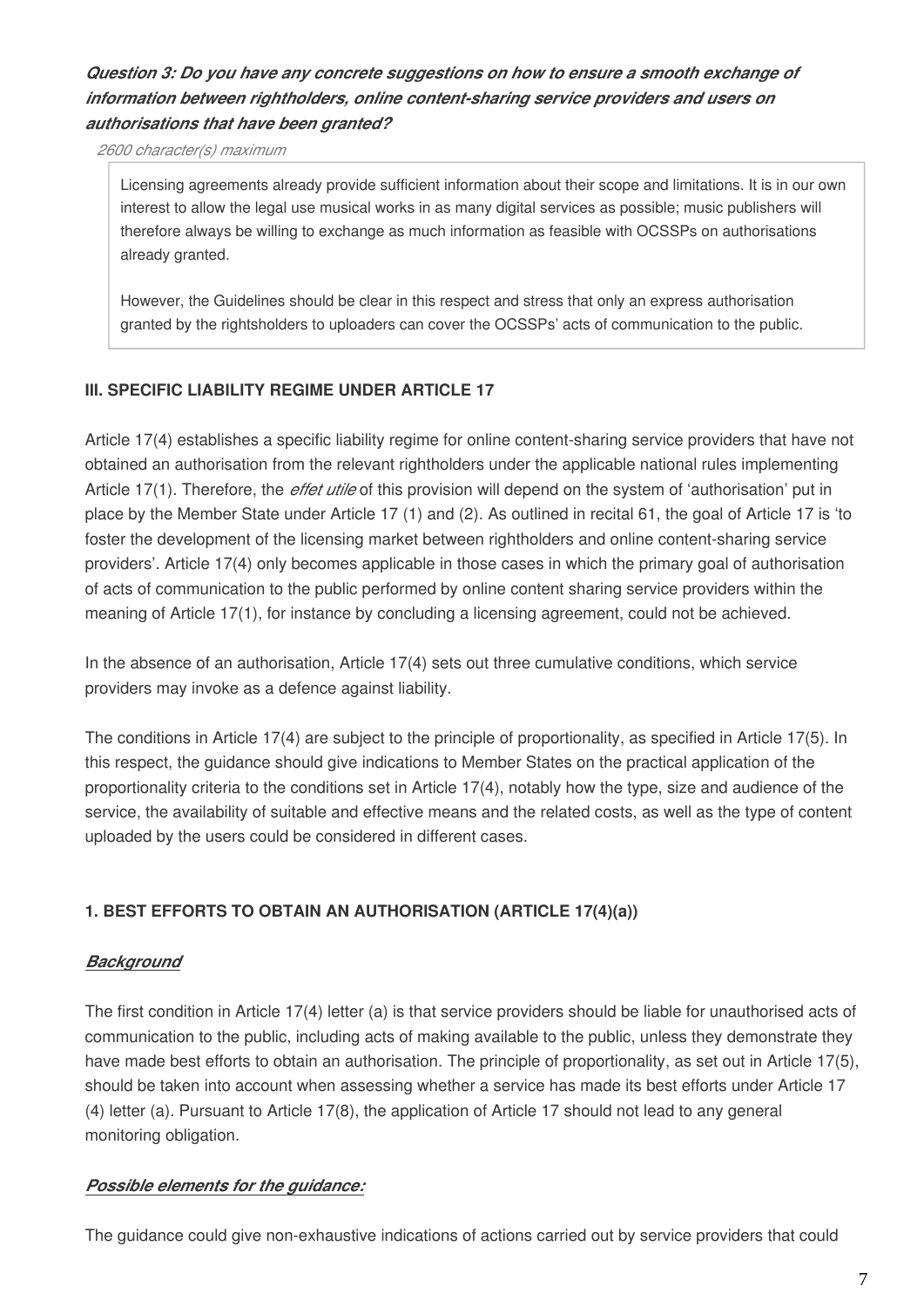***Question 3: Do you have any concrete suggestions on how to ensure a smooth exchange of information between rightholders, online content-sharing service providers and users on authorisations that have been granted?***

*2600 character(s) maximum*

> Licensing agreements already provide sufficient information about their scope and limitations. It is in our own interest to allow the legal use musical works in as many digital services as possible; music publishers will therefore always be willing to exchange as much information as feasible with OCSSPs on authorisations already granted.
>
> However, the Guidelines should be clear in this respect and stress that only an express authorisation granted by the rightsholders to uploaders can cover the OCSSPs' acts of communication to the public.

## III. SPECIFIC LIABILITY REGIME UNDER ARTICLE 17

Article 17(4) establishes a specific liability regime for online content-sharing service providers that have not obtained an authorisation from the relevant rightholders under the applicable national rules implementing Article 17(1). Therefore, the *effet utile* of this provision will depend on the system of 'authorisation' put in place by the Member State under Article 17 (1) and (2). As outlined in recital 61, the goal of Article 17 is 'to foster the development of the licensing market between rightholders and online content-sharing service providers'. Article 17(4) only becomes applicable in those cases in which the primary goal of authorisation of acts of communication to the public performed by online content sharing service providers within the meaning of Article 17(1), for instance by concluding a licensing agreement, could not be achieved.

In the absence of an authorisation, Article 17(4) sets out three cumulative conditions, which service providers may invoke as a defence against liability.

The conditions in Article 17(4) are subject to the principle of proportionality, as specified in Article 17(5). In this respect, the guidance should give indications to Member States on the practical application of the proportionality criteria to the conditions set in Article 17(4), notably how the type, size and audience of the service, the availability of suitable and effective means and the related costs, as well as the type of content uploaded by the users could be considered in different cases.

### 1. BEST EFFORTS TO OBTAIN AN AUTHORISATION (ARTICLE 17(4)(a))

***Background***

The first condition in Article 17(4) letter (a) is that service providers should be liable for unauthorised acts of communication to the public, including acts of making available to the public, unless they demonstrate they have made best efforts to obtain an authorisation. The principle of proportionality, as set out in Article 17(5), should be taken into account when assessing whether a service has made its best efforts under Article 17 (4) letter (a). Pursuant to Article 17(8), the application of Article 17 should not lead to any general monitoring obligation.

***Possible elements for the guidance:***

The guidance could give non-exhaustive indications of actions carried out by service providers that could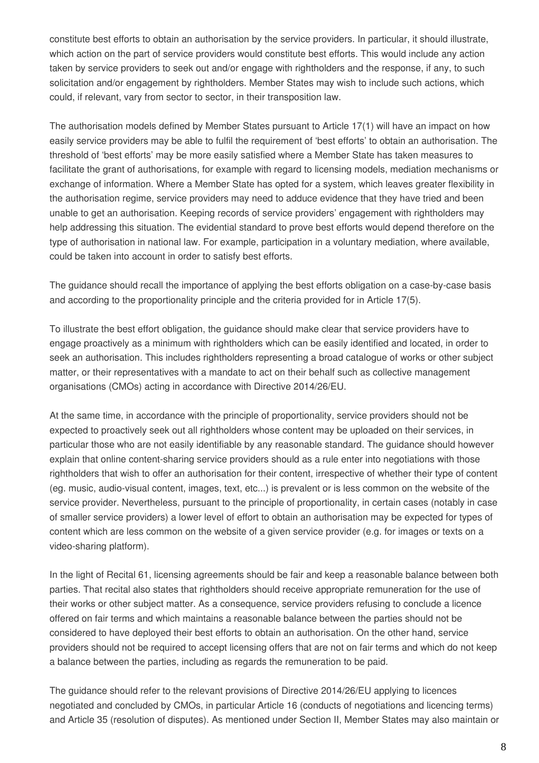constitute best efforts to obtain an authorisation by the service providers. In particular, it should illustrate, which action on the part of service providers would constitute best efforts. This would include any action taken by service providers to seek out and/or engage with rightholders and the response, if any, to such solicitation and/or engagement by rightholders. Member States may wish to include such actions, which could, if relevant, vary from sector to sector, in their transposition law.

The authorisation models defined by Member States pursuant to Article 17(1) will have an impact on how easily service providers may be able to fulfil the requirement of 'best efforts' to obtain an authorisation. The threshold of 'best efforts' may be more easily satisfied where a Member State has taken measures to facilitate the grant of authorisations, for example with regard to licensing models, mediation mechanisms or exchange of information. Where a Member State has opted for a system, which leaves greater flexibility in the authorisation regime, service providers may need to adduce evidence that they have tried and been unable to get an authorisation. Keeping records of service providers' engagement with rightholders may help addressing this situation. The evidential standard to prove best efforts would depend therefore on the type of authorisation in national law. For example, participation in a voluntary mediation, where available, could be taken into account in order to satisfy best efforts.

The guidance should recall the importance of applying the best efforts obligation on a case-by-case basis and according to the proportionality principle and the criteria provided for in Article 17(5).

To illustrate the best effort obligation, the guidance should make clear that service providers have to engage proactively as a minimum with rightholders which can be easily identified and located, in order to seek an authorisation. This includes rightholders representing a broad catalogue of works or other subject matter, or their representatives with a mandate to act on their behalf such as collective management organisations (CMOs) acting in accordance with Directive 2014/26/EU.

At the same time, in accordance with the principle of proportionality, service providers should not be expected to proactively seek out all rightholders whose content may be uploaded on their services, in particular those who are not easily identifiable by any reasonable standard. The guidance should however explain that online content-sharing service providers should as a rule enter into negotiations with those rightholders that wish to offer an authorisation for their content, irrespective of whether their type of content (eg. music, audio-visual content, images, text, etc...) is prevalent or is less common on the website of the service provider. Nevertheless, pursuant to the principle of proportionality, in certain cases (notably in case of smaller service providers) a lower level of effort to obtain an authorisation may be expected for types of content which are less common on the website of a given service provider (e.g. for images or texts on a video-sharing platform).

In the light of Recital 61, licensing agreements should be fair and keep a reasonable balance between both parties. That recital also states that rightholders should receive appropriate remuneration for the use of their works or other subject matter. As a consequence, service providers refusing to conclude a licence offered on fair terms and which maintains a reasonable balance between the parties should not be considered to have deployed their best efforts to obtain an authorisation. On the other hand, service providers should not be required to accept licensing offers that are not on fair terms and which do not keep a balance between the parties, including as regards the remuneration to be paid.

The guidance should refer to the relevant provisions of Directive 2014/26/EU applying to licences negotiated and concluded by CMOs, in particular Article 16 (conducts of negotiations and licencing terms) and Article 35 (resolution of disputes). As mentioned under Section II, Member States may also maintain or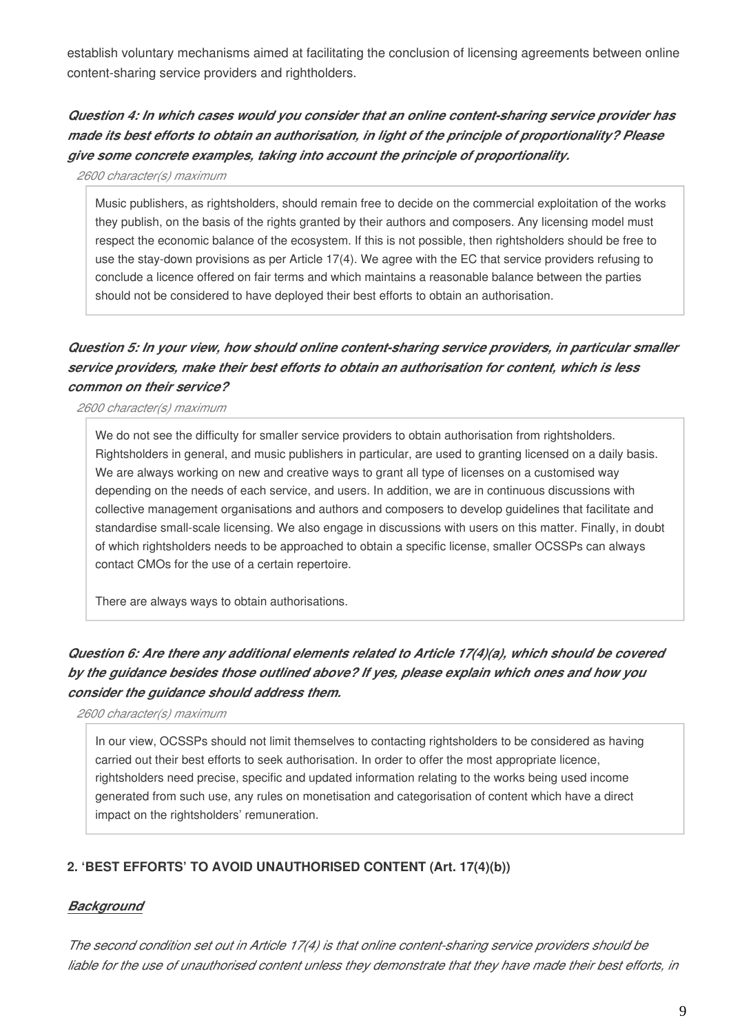establish voluntary mechanisms aimed at facilitating the conclusion of licensing agreements between online content-sharing service providers and rightholders.

***Question 4: In which cases would you consider that an online content-sharing service provider has made its best efforts to obtain an authorisation, in light of the principle of proportionality? Please give some concrete examples, taking into account the principle of proportionality.***

*2600 character(s) maximum*

Music publishers, as rightsholders, should remain free to decide on the commercial exploitation of the works they publish, on the basis of the rights granted by their authors and composers. Any licensing model must respect the economic balance of the ecosystem. If this is not possible, then rightsholders should be free to use the stay-down provisions as per Article 17(4). We agree with the EC that service providers refusing to conclude a licence offered on fair terms and which maintains a reasonable balance between the parties should not be considered to have deployed their best efforts to obtain an authorisation.

***Question 5: In your view, how should online content-sharing service providers, in particular smaller service providers, make their best efforts to obtain an authorisation for content, which is less common on their service?***

*2600 character(s) maximum*

We do not see the difficulty for smaller service providers to obtain authorisation from rightsholders. Rightsholders in general, and music publishers in particular, are used to granting licensed on a daily basis. We are always working on new and creative ways to grant all type of licenses on a customised way depending on the needs of each service, and users. In addition, we are in continuous discussions with collective management organisations and authors and composers to develop guidelines that facilitate and standardise small-scale licensing. We also engage in discussions with users on this matter. Finally, in doubt of which rightsholders needs to be approached to obtain a specific license, smaller OCSSPs can always contact CMOs for the use of a certain repertoire.

There are always ways to obtain authorisations.

***Question 6: Are there any additional elements related to Article 17(4)(a), which should be covered by the guidance besides those outlined above? If yes, please explain which ones and how you consider the guidance should address them.***

*2600 character(s) maximum*

In our view, OCSSPs should not limit themselves to contacting rightsholders to be considered as having carried out their best efforts to seek authorisation. In order to offer the most appropriate licence, rightsholders need precise, specific and updated information relating to the works being used income generated from such use, any rules on monetisation and categorisation of content which have a direct impact on the rightsholders' remuneration.

## 2. 'BEST EFFORTS' TO AVOID UNAUTHORISED CONTENT (Art. 17(4)(b))

***Background***

*The second condition set out in Article 17(4) is that online content-sharing service providers should be liable for the use of unauthorised content unless they demonstrate that they have made their best efforts, in*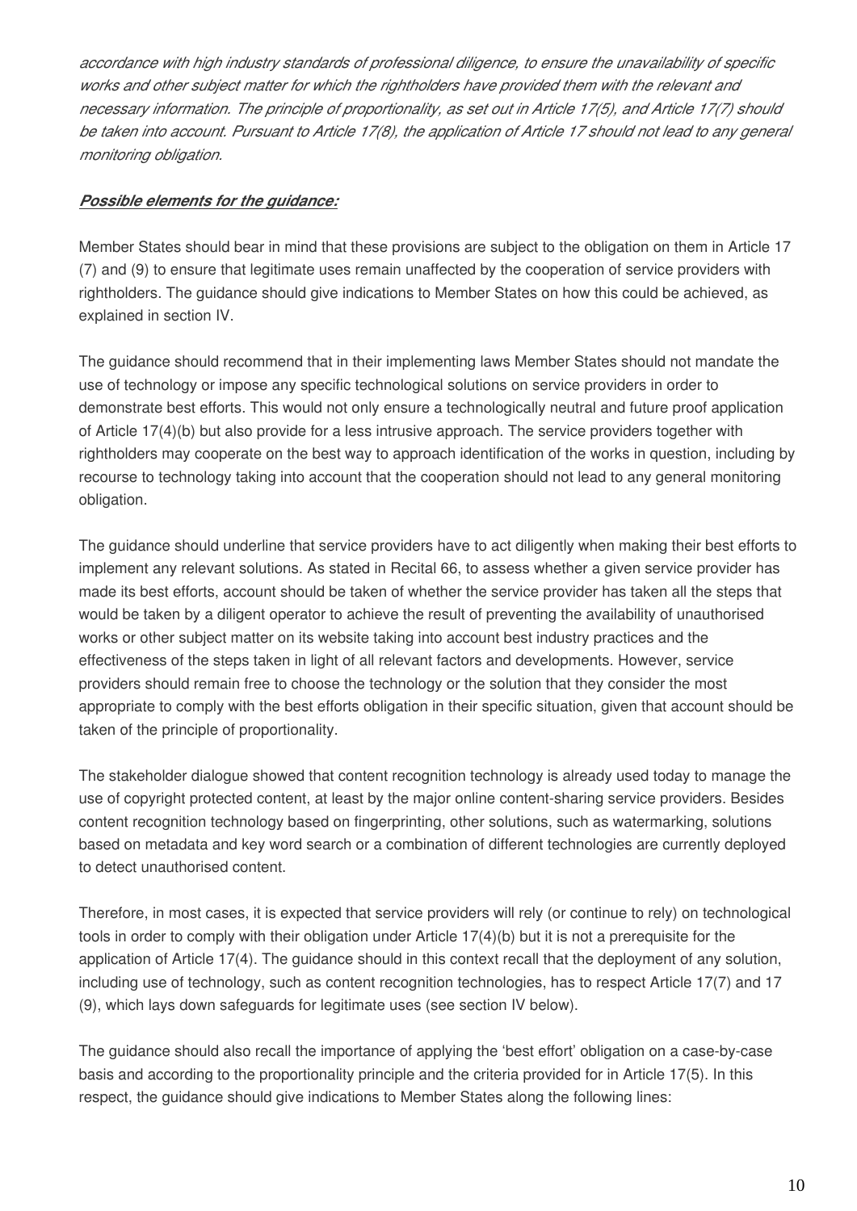*accordance with high industry standards of professional diligence, to ensure the unavailability of specific works and other subject matter for which the rightholders have provided them with the relevant and necessary information. The principle of proportionality, as set out in Article 17(5), and Article 17(7) should be taken into account. Pursuant to Article 17(8), the application of Article 17 should not lead to any general monitoring obligation.*

***Possible elements for the guidance:***

Member States should bear in mind that these provisions are subject to the obligation on them in Article 17 (7) and (9) to ensure that legitimate uses remain unaffected by the cooperation of service providers with rightholders. The guidance should give indications to Member States on how this could be achieved, as explained in section IV.

The guidance should recommend that in their implementing laws Member States should not mandate the use of technology or impose any specific technological solutions on service providers in order to demonstrate best efforts. This would not only ensure a technologically neutral and future proof application of Article 17(4)(b) but also provide for a less intrusive approach. The service providers together with rightholders may cooperate on the best way to approach identification of the works in question, including by recourse to technology taking into account that the cooperation should not lead to any general monitoring obligation.

The guidance should underline that service providers have to act diligently when making their best efforts to implement any relevant solutions. As stated in Recital 66, to assess whether a given service provider has made its best efforts, account should be taken of whether the service provider has taken all the steps that would be taken by a diligent operator to achieve the result of preventing the availability of unauthorised works or other subject matter on its website taking into account best industry practices and the effectiveness of the steps taken in light of all relevant factors and developments. However, service providers should remain free to choose the technology or the solution that they consider the most appropriate to comply with the best efforts obligation in their specific situation, given that account should be taken of the principle of proportionality.

The stakeholder dialogue showed that content recognition technology is already used today to manage the use of copyright protected content, at least by the major online content-sharing service providers. Besides content recognition technology based on fingerprinting, other solutions, such as watermarking, solutions based on metadata and key word search or a combination of different technologies are currently deployed to detect unauthorised content.

Therefore, in most cases, it is expected that service providers will rely (or continue to rely) on technological tools in order to comply with their obligation under Article 17(4)(b) but it is not a prerequisite for the application of Article 17(4). The guidance should in this context recall that the deployment of any solution, including use of technology, such as content recognition technologies, has to respect Article 17(7) and 17 (9), which lays down safeguards for legitimate uses (see section IV below).

The guidance should also recall the importance of applying the 'best effort' obligation on a case-by-case basis and according to the proportionality principle and the criteria provided for in Article 17(5). In this respect, the guidance should give indications to Member States along the following lines: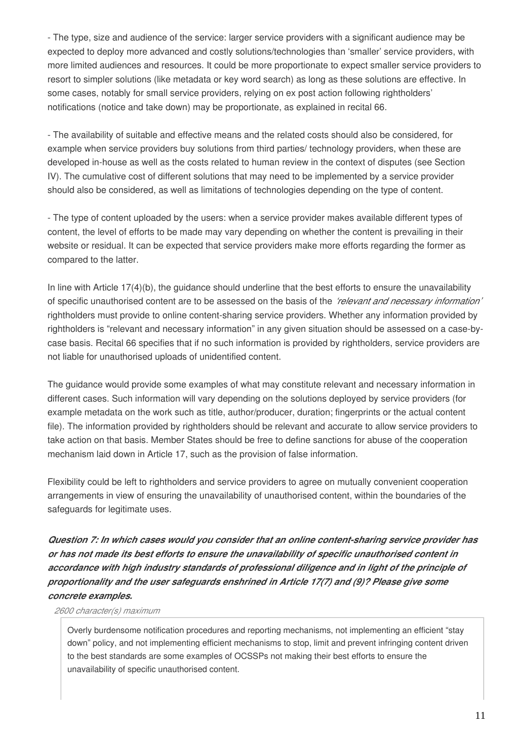- The type, size and audience of the service: larger service providers with a significant audience may be expected to deploy more advanced and costly solutions/technologies than 'smaller' service providers, with more limited audiences and resources. It could be more proportionate to expect smaller service providers to resort to simpler solutions (like metadata or key word search) as long as these solutions are effective. In some cases, notably for small service providers, relying on ex post action following rightholders' notifications (notice and take down) may be proportionate, as explained in recital 66.

- The availability of suitable and effective means and the related costs should also be considered, for example when service providers buy solutions from third parties/ technology providers, when these are developed in-house as well as the costs related to human review in the context of disputes (see Section IV). The cumulative cost of different solutions that may need to be implemented by a service provider should also be considered, as well as limitations of technologies depending on the type of content.

- The type of content uploaded by the users: when a service provider makes available different types of content, the level of efforts to be made may vary depending on whether the content is prevailing in their website or residual. It can be expected that service providers make more efforts regarding the former as compared to the latter.

In line with Article 17(4)(b), the guidance should underline that the best efforts to ensure the unavailability of specific unauthorised content are to be assessed on the basis of the *'relevant and necessary information'* rightholders must provide to online content-sharing service providers. Whether any information provided by rightholders is "relevant and necessary information" in any given situation should be assessed on a case-by-case basis. Recital 66 specifies that if no such information is provided by rightholders, service providers are not liable for unauthorised uploads of unidentified content.

The guidance would provide some examples of what may constitute relevant and necessary information in different cases. Such information will vary depending on the solutions deployed by service providers (for example metadata on the work such as title, author/producer, duration; fingerprints or the actual content file). The information provided by rightholders should be relevant and accurate to allow service providers to take action on that basis. Member States should be free to define sanctions for abuse of the cooperation mechanism laid down in Article 17, such as the provision of false information.

Flexibility could be left to rightholders and service providers to agree on mutually convenient cooperation arrangements in view of ensuring the unavailability of unauthorised content, within the boundaries of the safeguards for legitimate uses.

***Question 7: In which cases would you consider that an online content-sharing service provider has or has not made its best efforts to ensure the unavailability of specific unauthorised content in accordance with high industry standards of professional diligence and in light of the principle of proportionality and the user safeguards enshrined in Article 17(7) and (9)? Please give some concrete examples.***

*2600 character(s) maximum*

Overly burdensome notification procedures and reporting mechanisms, not implementing an efficient "stay down" policy, and not implementing efficient mechanisms to stop, limit and prevent infringing content driven to the best standards are some examples of OCSSPs not making their best efforts to ensure the unavailability of specific unauthorised content.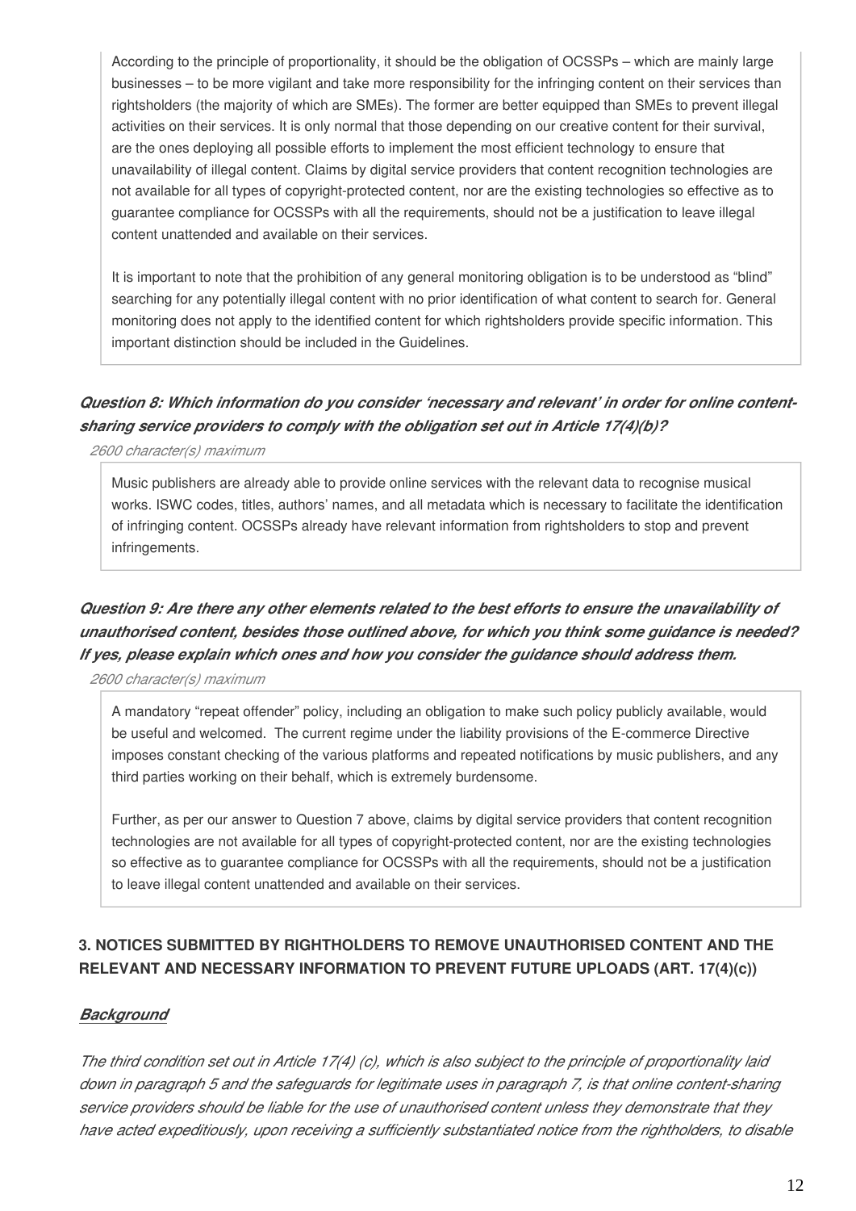According to the principle of proportionality, it should be the obligation of OCSSPs – which are mainly large businesses – to be more vigilant and take more responsibility for the infringing content on their services than rightsholders (the majority of which are SMEs). The former are better equipped than SMEs to prevent illegal activities on their services. It is only normal that those depending on our creative content for their survival, are the ones deploying all possible efforts to implement the most efficient technology to ensure that unavailability of illegal content. Claims by digital service providers that content recognition technologies are not available for all types of copyright-protected content, nor are the existing technologies so effective as to guarantee compliance for OCSSPs with all the requirements, should not be a justification to leave illegal content unattended and available on their services.

It is important to note that the prohibition of any general monitoring obligation is to be understood as "blind" searching for any potentially illegal content with no prior identification of what content to search for. General monitoring does not apply to the identified content for which rightsholders provide specific information. This important distinction should be included in the Guidelines.

***Question 8: Which information do you consider 'necessary and relevant' in order for online content-sharing service providers to comply with the obligation set out in Article 17(4)(b)?***

*2600 character(s) maximum*

Music publishers are already able to provide online services with the relevant data to recognise musical works. ISWC codes, titles, authors' names, and all metadata which is necessary to facilitate the identification of infringing content. OCSSPs already have relevant information from rightsholders to stop and prevent infringements.

***Question 9: Are there any other elements related to the best efforts to ensure the unavailability of unauthorised content, besides those outlined above, for which you think some guidance is needed? If yes, please explain which ones and how you consider the guidance should address them.***

*2600 character(s) maximum*

A mandatory "repeat offender" policy, including an obligation to make such policy publicly available, would be useful and welcomed. The current regime under the liability provisions of the E-commerce Directive imposes constant checking of the various platforms and repeated notifications by music publishers, and any third parties working on their behalf, which is extremely burdensome.

Further, as per our answer to Question 7 above, claims by digital service providers that content recognition technologies are not available for all types of copyright-protected content, nor are the existing technologies so effective as to guarantee compliance for OCSSPs with all the requirements, should not be a justification to leave illegal content unattended and available on their services.

## 3. NOTICES SUBMITTED BY RIGHTHOLDERS TO REMOVE UNAUTHORISED CONTENT AND THE RELEVANT AND NECESSARY INFORMATION TO PREVENT FUTURE UPLOADS (ART. 17(4)(c))

***Background***

*The third condition set out in Article 17(4) (c), which is also subject to the principle of proportionality laid down in paragraph 5 and the safeguards for legitimate uses in paragraph 7, is that online content-sharing service providers should be liable for the use of unauthorised content unless they demonstrate that they have acted expeditiously, upon receiving a sufficiently substantiated notice from the rightholders, to disable*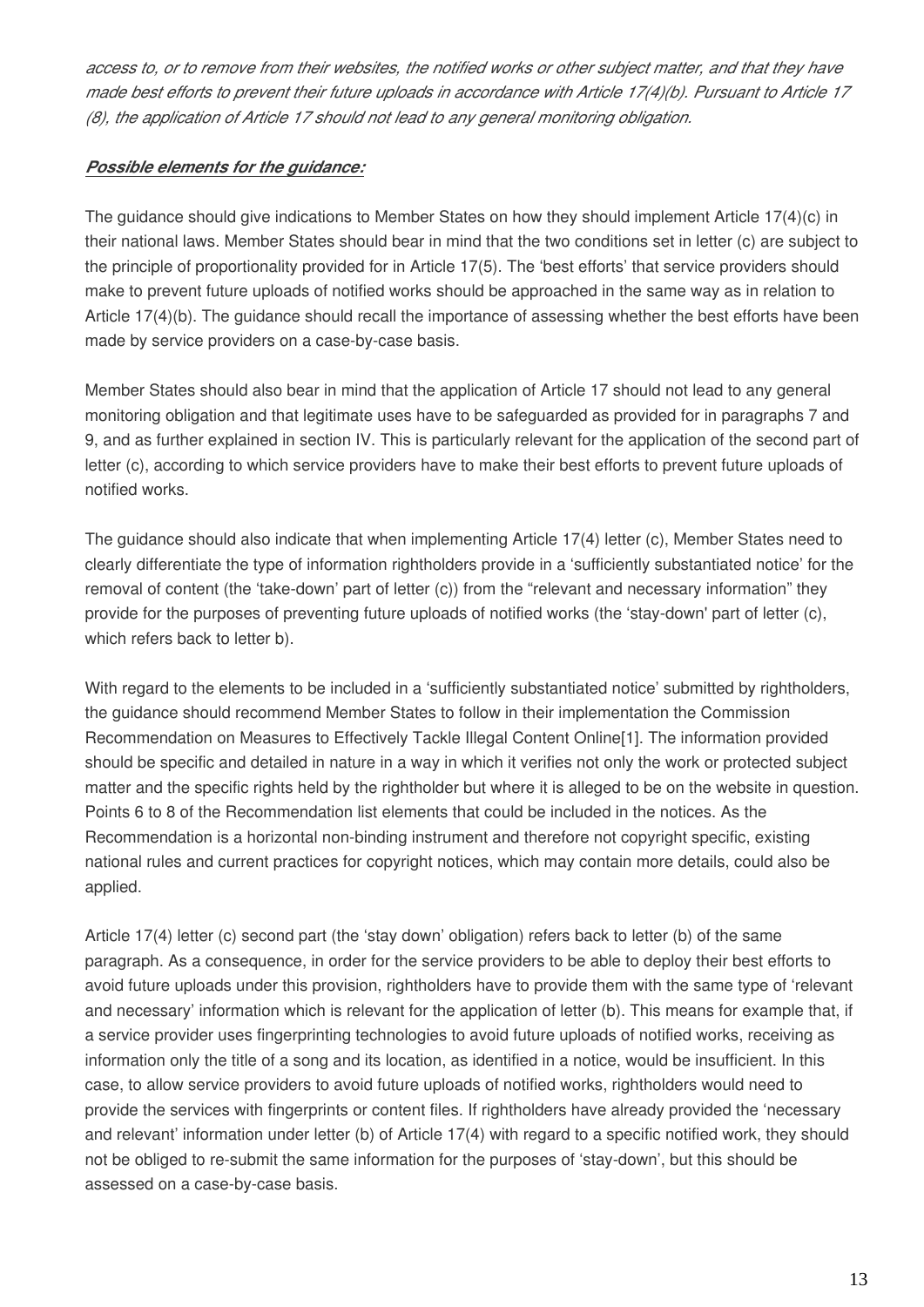*access to, or to remove from their websites, the notified works or other subject matter, and that they have made best efforts to prevent their future uploads in accordance with Article 17(4)(b). Pursuant to Article 17 (8), the application of Article 17 should not lead to any general monitoring obligation.*

***Possible elements for the guidance:***

The guidance should give indications to Member States on how they should implement Article 17(4)(c) in their national laws. Member States should bear in mind that the two conditions set in letter (c) are subject to the principle of proportionality provided for in Article 17(5). The 'best efforts' that service providers should make to prevent future uploads of notified works should be approached in the same way as in relation to Article 17(4)(b). The guidance should recall the importance of assessing whether the best efforts have been made by service providers on a case-by-case basis.

Member States should also bear in mind that the application of Article 17 should not lead to any general monitoring obligation and that legitimate uses have to be safeguarded as provided for in paragraphs 7 and 9, and as further explained in section IV. This is particularly relevant for the application of the second part of letter (c), according to which service providers have to make their best efforts to prevent future uploads of notified works.

The guidance should also indicate that when implementing Article 17(4) letter (c), Member States need to clearly differentiate the type of information rightholders provide in a 'sufficiently substantiated notice' for the removal of content (the 'take-down' part of letter (c)) from the "relevant and necessary information" they provide for the purposes of preventing future uploads of notified works (the 'stay-down' part of letter (c), which refers back to letter b).

With regard to the elements to be included in a 'sufficiently substantiated notice' submitted by rightholders, the guidance should recommend Member States to follow in their implementation the Commission Recommendation on Measures to Effectively Tackle Illegal Content Online[1]. The information provided should be specific and detailed in nature in a way in which it verifies not only the work or protected subject matter and the specific rights held by the rightholder but where it is alleged to be on the website in question. Points 6 to 8 of the Recommendation list elements that could be included in the notices. As the Recommendation is a horizontal non-binding instrument and therefore not copyright specific, existing national rules and current practices for copyright notices, which may contain more details, could also be applied.

Article 17(4) letter (c) second part (the 'stay down' obligation) refers back to letter (b) of the same paragraph. As a consequence, in order for the service providers to be able to deploy their best efforts to avoid future uploads under this provision, rightholders have to provide them with the same type of 'relevant and necessary' information which is relevant for the application of letter (b). This means for example that, if a service provider uses fingerprinting technologies to avoid future uploads of notified works, receiving as information only the title of a song and its location, as identified in a notice, would be insufficient. In this case, to allow service providers to avoid future uploads of notified works, rightholders would need to provide the services with fingerprints or content files. If rightholders have already provided the 'necessary and relevant' information under letter (b) of Article 17(4) with regard to a specific notified work, they should not be obliged to re-submit the same information for the purposes of 'stay-down', but this should be assessed on a case-by-case basis.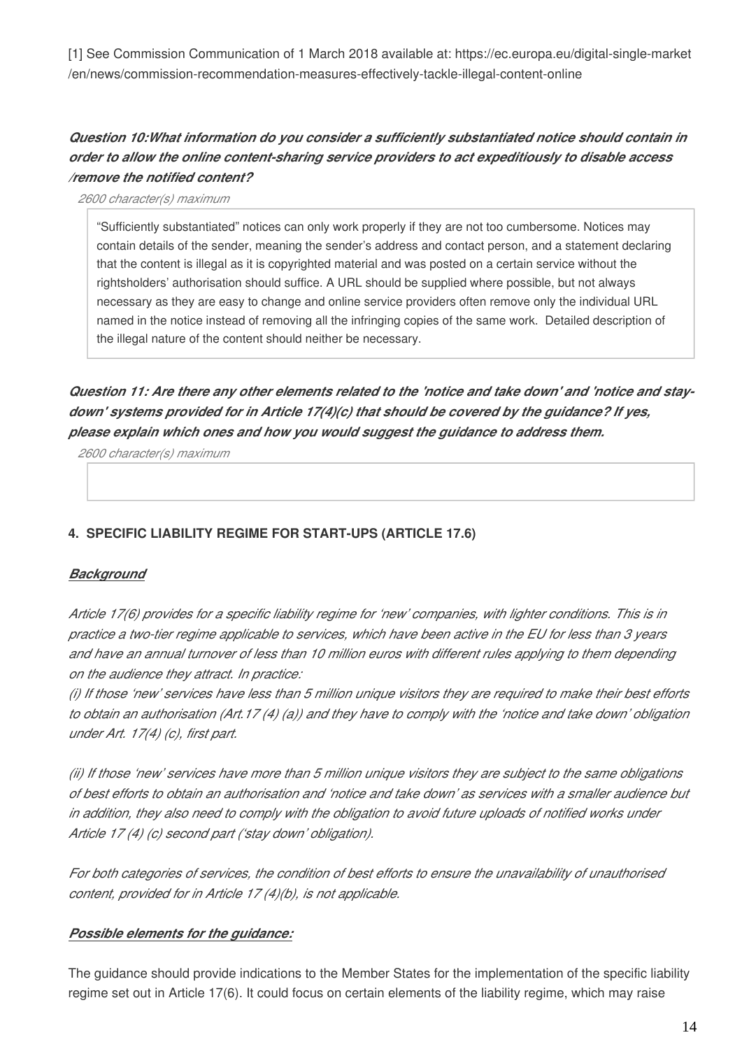[1] See Commission Communication of 1 March 2018 available at: https://ec.europa.eu/digital-single-market/en/news/commission-recommendation-measures-effectively-tackle-illegal-content-online

***Question 10:What information do you consider a sufficiently substantiated notice should contain in order to allow the online content-sharing service providers to act expeditiously to disable access /remove the notified content?***

*2600 character(s) maximum*

"Sufficiently substantiated" notices can only work properly if they are not too cumbersome. Notices may contain details of the sender, meaning the sender's address and contact person, and a statement declaring that the content is illegal as it is copyrighted material and was posted on a certain service without the rightsholders' authorisation should suffice. A URL should be supplied where possible, but not always necessary as they are easy to change and online service providers often remove only the individual URL named in the notice instead of removing all the infringing copies of the same work. Detailed description of the illegal nature of the content should neither be necessary.

***Question 11: Are there any other elements related to the 'notice and take down' and 'notice and stay-down' systems provided for in Article 17(4)(c) that should be covered by the guidance? If yes, please explain which ones and how you would suggest the guidance to address them.***

*2600 character(s) maximum*

#### 4. SPECIFIC LIABILITY REGIME FOR START-UPS (ARTICLE 17.6)

***Background***

*Article 17(6) provides for a specific liability regime for 'new' companies, with lighter conditions. This is in practice a two-tier regime applicable to services, which have been active in the EU for less than 3 years and have an annual turnover of less than 10 million euros with different rules applying to them depending on the audience they attract. In practice:*

*(i) If those 'new' services have less than 5 million unique visitors they are required to make their best efforts to obtain an authorisation (Art.17 (4) (a)) and they have to comply with the 'notice and take down' obligation under Art. 17(4) (c), first part.*

*(ii) If those 'new' services have more than 5 million unique visitors they are subject to the same obligations of best efforts to obtain an authorisation and 'notice and take down' as services with a smaller audience but in addition, they also need to comply with the obligation to avoid future uploads of notified works under Article 17 (4) (c) second part ('stay down' obligation).*

*For both categories of services, the condition of best efforts to ensure the unavailability of unauthorised content, provided for in Article 17 (4)(b), is not applicable.*

***Possible elements for the guidance:***

The guidance should provide indications to the Member States for the implementation of the specific liability regime set out in Article 17(6). It could focus on certain elements of the liability regime, which may raise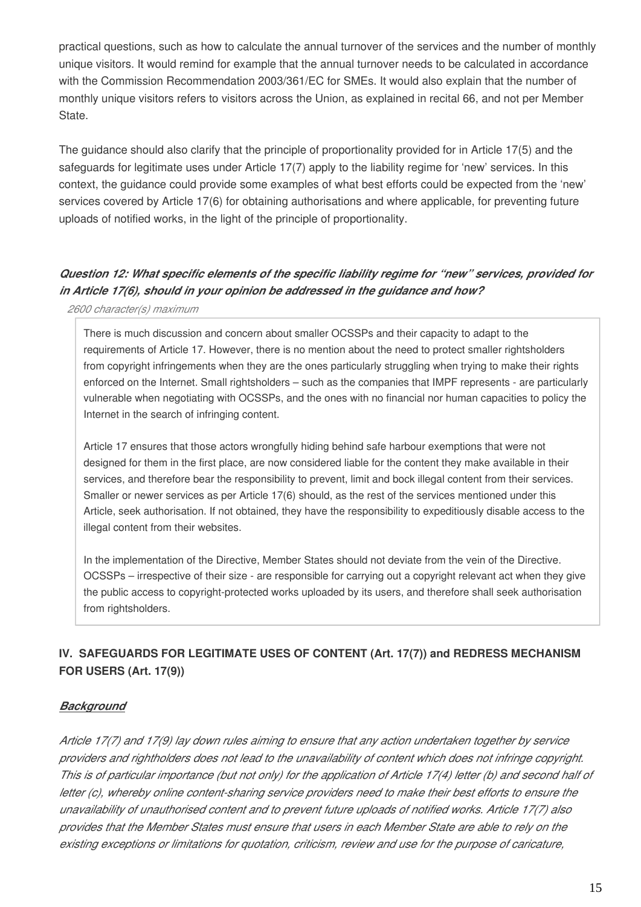practical questions, such as how to calculate the annual turnover of the services and the number of monthly unique visitors. It would remind for example that the annual turnover needs to be calculated in accordance with the Commission Recommendation 2003/361/EC for SMEs. It would also explain that the number of monthly unique visitors refers to visitors across the Union, as explained in recital 66, and not per Member State.

The guidance should also clarify that the principle of proportionality provided for in Article 17(5) and the safeguards for legitimate uses under Article 17(7) apply to the liability regime for 'new' services. In this context, the guidance could provide some examples of what best efforts could be expected from the 'new' services covered by Article 17(6) for obtaining authorisations and where applicable, for preventing future uploads of notified works, in the light of the principle of proportionality.

***Question 12: What specific elements of the specific liability regime for "new" services, provided for in Article 17(6), should in your opinion be addressed in the guidance and how?***

*2600 character(s) maximum*

There is much discussion and concern about smaller OCSSPs and their capacity to adapt to the requirements of Article 17. However, there is no mention about the need to protect smaller rightsholders from copyright infringements when they are the ones particularly struggling when trying to make their rights enforced on the Internet. Small rightsholders – such as the companies that IMPF represents - are particularly vulnerable when negotiating with OCSSPs, and the ones with no financial nor human capacities to policy the Internet in the search of infringing content.

Article 17 ensures that those actors wrongfully hiding behind safe harbour exemptions that were not designed for them in the first place, are now considered liable for the content they make available in their services, and therefore bear the responsibility to prevent, limit and bock illegal content from their services. Smaller or newer services as per Article 17(6) should, as the rest of the services mentioned under this Article, seek authorisation. If not obtained, they have the responsibility to expeditiously disable access to the illegal content from their websites.

In the implementation of the Directive, Member States should not deviate from the vein of the Directive. OCSSPs – irrespective of their size - are responsible for carrying out a copyright relevant act when they give the public access to copyright-protected works uploaded by its users, and therefore shall seek authorisation from rightsholders.

## IV. SAFEGUARDS FOR LEGITIMATE USES OF CONTENT (Art. 17(7)) and REDRESS MECHANISM FOR USERS (Art. 17(9))

***Background***

*Article 17(7) and 17(9) lay down rules aiming to ensure that any action undertaken together by service providers and rightholders does not lead to the unavailability of content which does not infringe copyright. This is of particular importance (but not only) for the application of Article 17(4) letter (b) and second half of letter (c), whereby online content-sharing service providers need to make their best efforts to ensure the unavailability of unauthorised content and to prevent future uploads of notified works. Article 17(7) also provides that the Member States must ensure that users in each Member State are able to rely on the existing exceptions or limitations for quotation, criticism, review and use for the purpose of caricature,*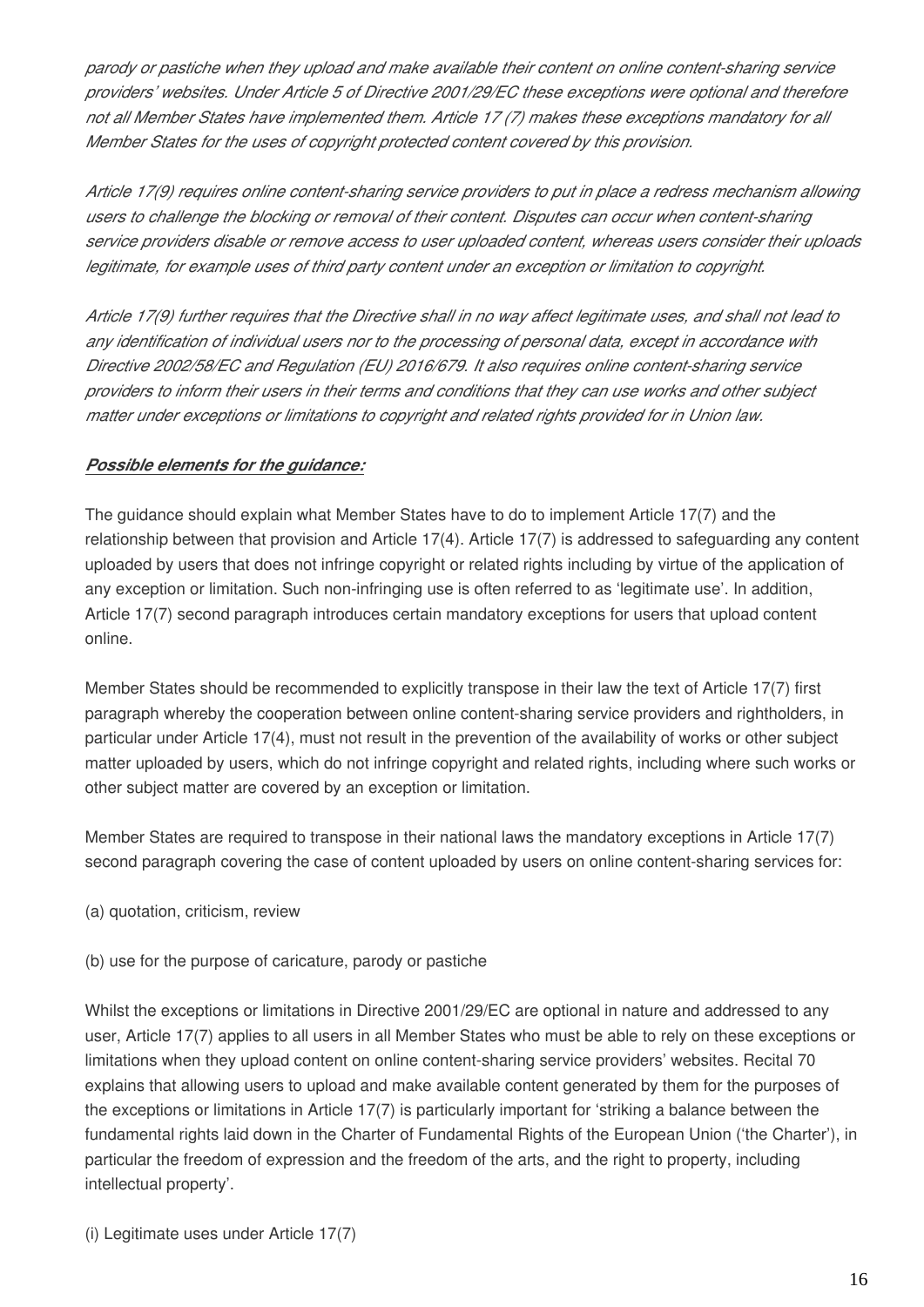*parody or pastiche when they upload and make available their content on online content-sharing service providers' websites. Under Article 5 of Directive 2001/29/EC these exceptions were optional and therefore not all Member States have implemented them. Article 17 (7) makes these exceptions mandatory for all Member States for the uses of copyright protected content covered by this provision.*

*Article 17(9) requires online content-sharing service providers to put in place a redress mechanism allowing users to challenge the blocking or removal of their content. Disputes can occur when content-sharing service providers disable or remove access to user uploaded content, whereas users consider their uploads legitimate, for example uses of third party content under an exception or limitation to copyright.*

*Article 17(9) further requires that the Directive shall in no way affect legitimate uses, and shall not lead to any identification of individual users nor to the processing of personal data, except in accordance with Directive 2002/58/EC and Regulation (EU) 2016/679. It also requires online content-sharing service providers to inform their users in their terms and conditions that they can use works and other subject matter under exceptions or limitations to copyright and related rights provided for in Union law.*

***Possible elements for the guidance:***

The guidance should explain what Member States have to do to implement Article 17(7) and the relationship between that provision and Article 17(4). Article 17(7) is addressed to safeguarding any content uploaded by users that does not infringe copyright or related rights including by virtue of the application of any exception or limitation. Such non-infringing use is often referred to as 'legitimate use'. In addition, Article 17(7) second paragraph introduces certain mandatory exceptions for users that upload content online.

Member States should be recommended to explicitly transpose in their law the text of Article 17(7) first paragraph whereby the cooperation between online content-sharing service providers and rightholders, in particular under Article 17(4), must not result in the prevention of the availability of works or other subject matter uploaded by users, which do not infringe copyright and related rights, including where such works or other subject matter are covered by an exception or limitation.

Member States are required to transpose in their national laws the mandatory exceptions in Article 17(7) second paragraph covering the case of content uploaded by users on online content-sharing services for:

(a) quotation, criticism, review

(b) use for the purpose of caricature, parody or pastiche

Whilst the exceptions or limitations in Directive 2001/29/EC are optional in nature and addressed to any user, Article 17(7) applies to all users in all Member States who must be able to rely on these exceptions or limitations when they upload content on online content-sharing service providers' websites. Recital 70 explains that allowing users to upload and make available content generated by them for the purposes of the exceptions or limitations in Article 17(7) is particularly important for 'striking a balance between the fundamental rights laid down in the Charter of Fundamental Rights of the European Union ('the Charter'), in particular the freedom of expression and the freedom of the arts, and the right to property, including intellectual property'.

(i) Legitimate uses under Article 17(7)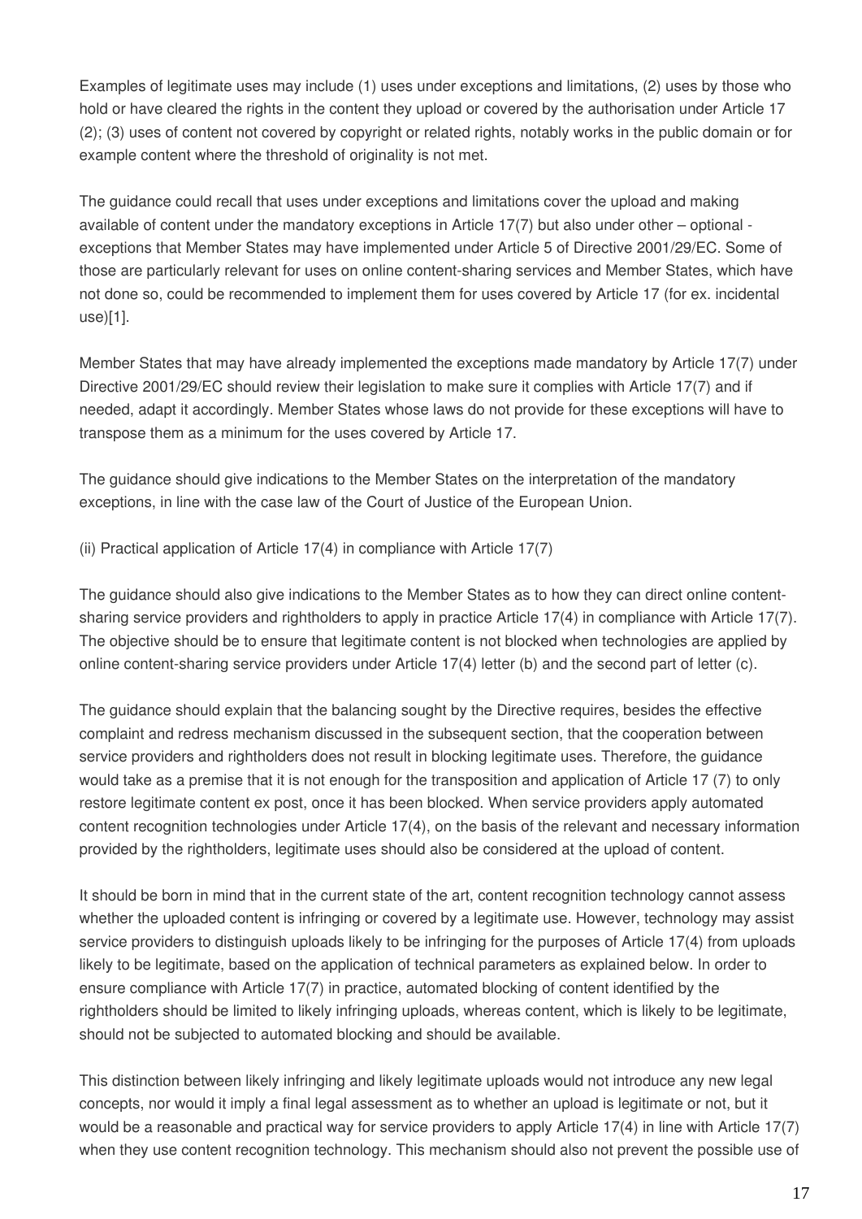Examples of legitimate uses may include (1) uses under exceptions and limitations, (2) uses by those who hold or have cleared the rights in the content they upload or covered by the authorisation under Article 17 (2); (3) uses of content not covered by copyright or related rights, notably works in the public domain or for example content where the threshold of originality is not met.

The guidance could recall that uses under exceptions and limitations cover the upload and making available of content under the mandatory exceptions in Article 17(7) but also under other – optional - exceptions that Member States may have implemented under Article 5 of Directive 2001/29/EC. Some of those are particularly relevant for uses on online content-sharing services and Member States, which have not done so, could be recommended to implement them for uses covered by Article 17 (for ex. incidental use)[1].

Member States that may have already implemented the exceptions made mandatory by Article 17(7) under Directive 2001/29/EC should review their legislation to make sure it complies with Article 17(7) and if needed, adapt it accordingly. Member States whose laws do not provide for these exceptions will have to transpose them as a minimum for the uses covered by Article 17.

The guidance should give indications to the Member States on the interpretation of the mandatory exceptions, in line with the case law of the Court of Justice of the European Union.

(ii) Practical application of Article 17(4) in compliance with Article 17(7)

The guidance should also give indications to the Member States as to how they can direct online content-sharing service providers and rightholders to apply in practice Article 17(4) in compliance with Article 17(7). The objective should be to ensure that legitimate content is not blocked when technologies are applied by online content-sharing service providers under Article 17(4) letter (b) and the second part of letter (c).

The guidance should explain that the balancing sought by the Directive requires, besides the effective complaint and redress mechanism discussed in the subsequent section, that the cooperation between service providers and rightholders does not result in blocking legitimate uses. Therefore, the guidance would take as a premise that it is not enough for the transposition and application of Article 17 (7) to only restore legitimate content ex post, once it has been blocked. When service providers apply automated content recognition technologies under Article 17(4), on the basis of the relevant and necessary information provided by the rightholders, legitimate uses should also be considered at the upload of content.

It should be born in mind that in the current state of the art, content recognition technology cannot assess whether the uploaded content is infringing or covered by a legitimate use. However, technology may assist service providers to distinguish uploads likely to be infringing for the purposes of Article 17(4) from uploads likely to be legitimate, based on the application of technical parameters as explained below. In order to ensure compliance with Article 17(7) in practice, automated blocking of content identified by the rightholders should be limited to likely infringing uploads, whereas content, which is likely to be legitimate, should not be subjected to automated blocking and should be available.

This distinction between likely infringing and likely legitimate uploads would not introduce any new legal concepts, nor would it imply a final legal assessment as to whether an upload is legitimate or not, but it would be a reasonable and practical way for service providers to apply Article 17(4) in line with Article 17(7) when they use content recognition technology. This mechanism should also not prevent the possible use of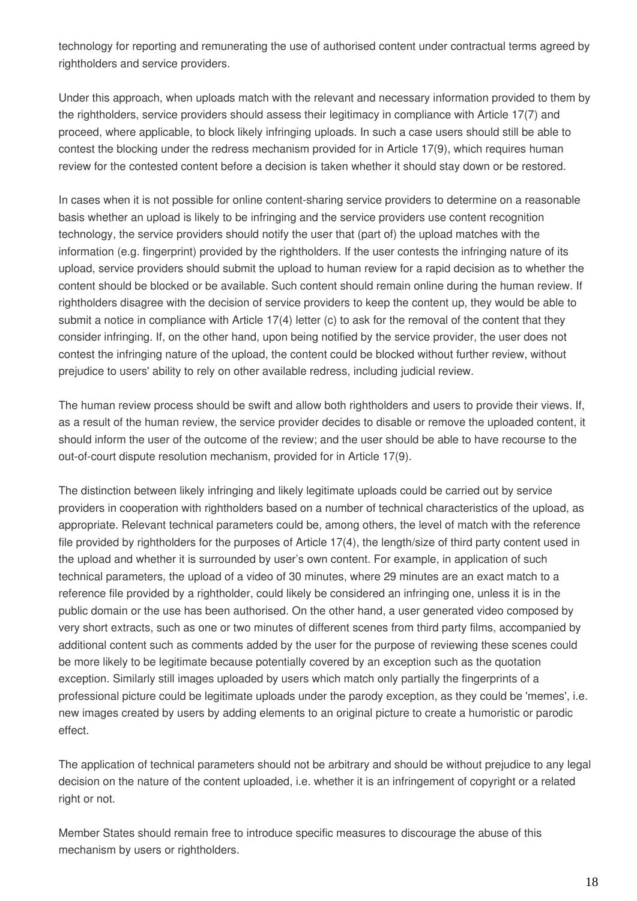technology for reporting and remunerating the use of authorised content under contractual terms agreed by rightholders and service providers.

Under this approach, when uploads match with the relevant and necessary information provided to them by the rightholders, service providers should assess their legitimacy in compliance with Article 17(7) and proceed, where applicable, to block likely infringing uploads. In such a case users should still be able to contest the blocking under the redress mechanism provided for in Article 17(9), which requires human review for the contested content before a decision is taken whether it should stay down or be restored.

In cases when it is not possible for online content-sharing service providers to determine on a reasonable basis whether an upload is likely to be infringing and the service providers use content recognition technology, the service providers should notify the user that (part of) the upload matches with the information (e.g. fingerprint) provided by the rightholders. If the user contests the infringing nature of its upload, service providers should submit the upload to human review for a rapid decision as to whether the content should be blocked or be available. Such content should remain online during the human review. If rightholders disagree with the decision of service providers to keep the content up, they would be able to submit a notice in compliance with Article 17(4) letter (c) to ask for the removal of the content that they consider infringing. If, on the other hand, upon being notified by the service provider, the user does not contest the infringing nature of the upload, the content could be blocked without further review, without prejudice to users' ability to rely on other available redress, including judicial review.

The human review process should be swift and allow both rightholders and users to provide their views. If, as a result of the human review, the service provider decides to disable or remove the uploaded content, it should inform the user of the outcome of the review; and the user should be able to have recourse to the out-of-court dispute resolution mechanism, provided for in Article 17(9).

The distinction between likely infringing and likely legitimate uploads could be carried out by service providers in cooperation with rightholders based on a number of technical characteristics of the upload, as appropriate. Relevant technical parameters could be, among others, the level of match with the reference file provided by rightholders for the purposes of Article 17(4), the length/size of third party content used in the upload and whether it is surrounded by user's own content. For example, in application of such technical parameters, the upload of a video of 30 minutes, where 29 minutes are an exact match to a reference file provided by a rightholder, could likely be considered an infringing one, unless it is in the public domain or the use has been authorised. On the other hand, a user generated video composed by very short extracts, such as one or two minutes of different scenes from third party films, accompanied by additional content such as comments added by the user for the purpose of reviewing these scenes could be more likely to be legitimate because potentially covered by an exception such as the quotation exception. Similarly still images uploaded by users which match only partially the fingerprints of a professional picture could be legitimate uploads under the parody exception, as they could be 'memes', i.e. new images created by users by adding elements to an original picture to create a humoristic or parodic effect.

The application of technical parameters should not be arbitrary and should be without prejudice to any legal decision on the nature of the content uploaded, i.e. whether it is an infringement of copyright or a related right or not.

Member States should remain free to introduce specific measures to discourage the abuse of this mechanism by users or rightholders.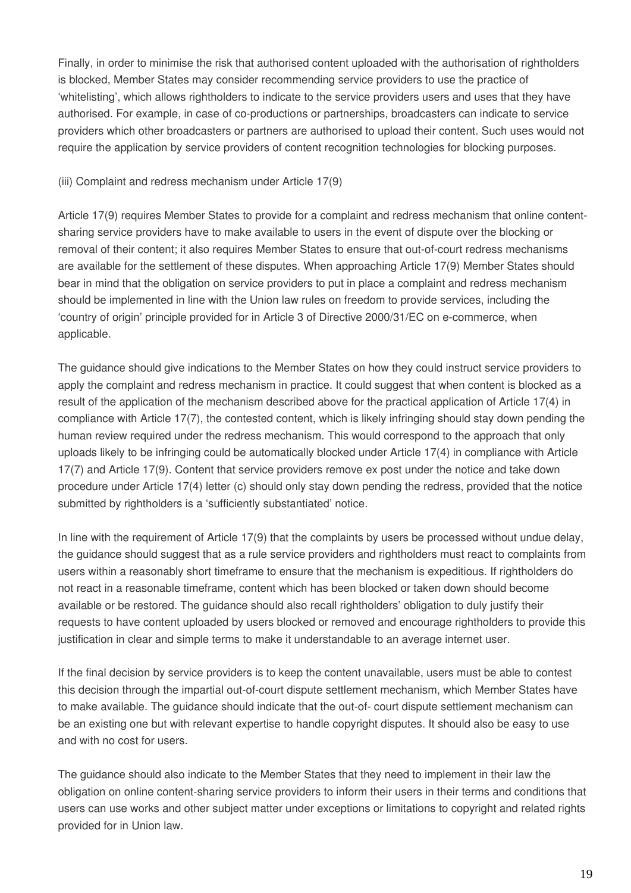Finally, in order to minimise the risk that authorised content uploaded with the authorisation of rightholders is blocked, Member States may consider recommending service providers to use the practice of 'whitelisting', which allows rightholders to indicate to the service providers users and uses that they have authorised. For example, in case of co-productions or partnerships, broadcasters can indicate to service providers which other broadcasters or partners are authorised to upload their content. Such uses would not require the application by service providers of content recognition technologies for blocking purposes.

(iii) Complaint and redress mechanism under Article 17(9)

Article 17(9) requires Member States to provide for a complaint and redress mechanism that online content-sharing service providers have to make available to users in the event of dispute over the blocking or removal of their content; it also requires Member States to ensure that out-of-court redress mechanisms are available for the settlement of these disputes. When approaching Article 17(9) Member States should bear in mind that the obligation on service providers to put in place a complaint and redress mechanism should be implemented in line with the Union law rules on freedom to provide services, including the 'country of origin' principle provided for in Article 3 of Directive 2000/31/EC on e-commerce, when applicable.

The guidance should give indications to the Member States on how they could instruct service providers to apply the complaint and redress mechanism in practice. It could suggest that when content is blocked as a result of the application of the mechanism described above for the practical application of Article 17(4) in compliance with Article 17(7), the contested content, which is likely infringing should stay down pending the human review required under the redress mechanism. This would correspond to the approach that only uploads likely to be infringing could be automatically blocked under Article 17(4) in compliance with Article 17(7) and Article 17(9). Content that service providers remove ex post under the notice and take down procedure under Article 17(4) letter (c) should only stay down pending the redress, provided that the notice submitted by rightholders is a 'sufficiently substantiated' notice.

In line with the requirement of Article 17(9) that the complaints by users be processed without undue delay, the guidance should suggest that as a rule service providers and rightholders must react to complaints from users within a reasonably short timeframe to ensure that the mechanism is expeditious. If rightholders do not react in a reasonable timeframe, content which has been blocked or taken down should become available or be restored. The guidance should also recall rightholders' obligation to duly justify their requests to have content uploaded by users blocked or removed and encourage rightholders to provide this justification in clear and simple terms to make it understandable to an average internet user.

If the final decision by service providers is to keep the content unavailable, users must be able to contest this decision through the impartial out-of-court dispute settlement mechanism, which Member States have to make available. The guidance should indicate that the out-of- court dispute settlement mechanism can be an existing one but with relevant expertise to handle copyright disputes. It should also be easy to use and with no cost for users.

The guidance should also indicate to the Member States that they need to implement in their law the obligation on online content-sharing service providers to inform their users in their terms and conditions that users can use works and other subject matter under exceptions or limitations to copyright and related rights provided for in Union law.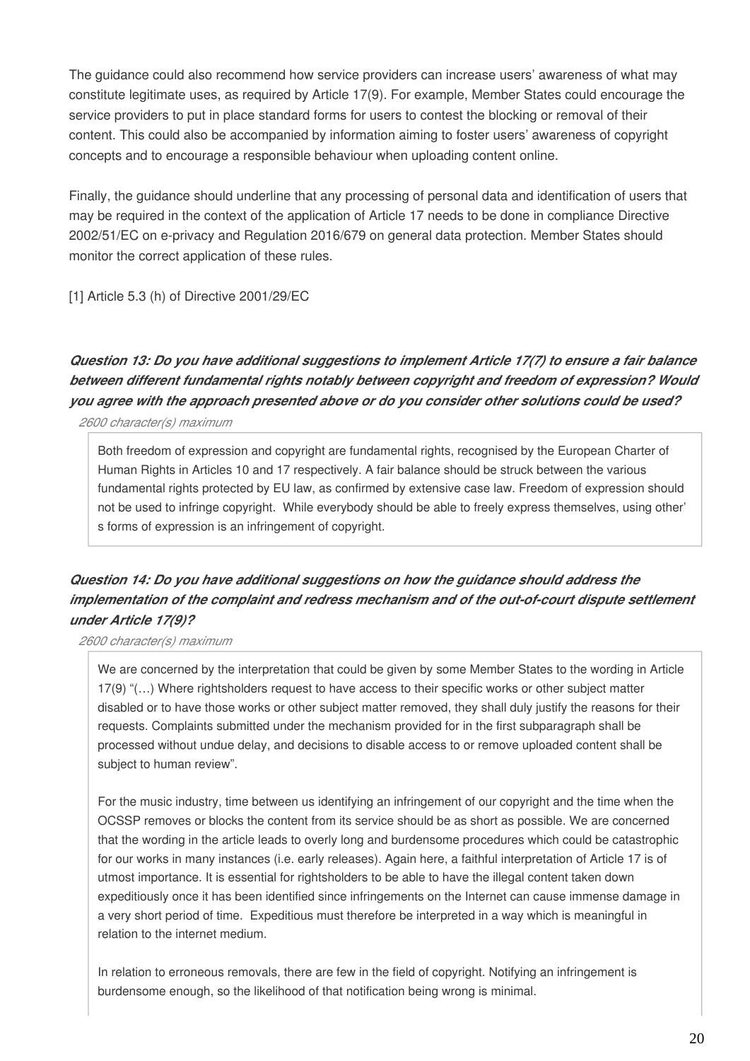The guidance could also recommend how service providers can increase users' awareness of what may constitute legitimate uses, as required by Article 17(9). For example, Member States could encourage the service providers to put in place standard forms for users to contest the blocking or removal of their content. This could also be accompanied by information aiming to foster users' awareness of copyright concepts and to encourage a responsible behaviour when uploading content online.

Finally, the guidance should underline that any processing of personal data and identification of users that may be required in the context of the application of Article 17 needs to be done in compliance Directive 2002/51/EC on e-privacy and Regulation 2016/679 on general data protection. Member States should monitor the correct application of these rules.

[1] Article 5.3 (h) of Directive 2001/29/EC

***Question 13: Do you have additional suggestions to implement Article 17(7) to ensure a fair balance between different fundamental rights notably between copyright and freedom of expression? Would you agree with the approach presented above or do you consider other solutions could be used?***

*2600 character(s) maximum*

Both freedom of expression and copyright are fundamental rights, recognised by the European Charter of Human Rights in Articles 10 and 17 respectively. A fair balance should be struck between the various fundamental rights protected by EU law, as confirmed by extensive case law. Freedom of expression should not be used to infringe copyright. While everybody should be able to freely express themselves, using other's forms of expression is an infringement of copyright.

***Question 14: Do you have additional suggestions on how the guidance should address the implementation of the complaint and redress mechanism and of the out-of-court dispute settlement under Article 17(9)?***

*2600 character(s) maximum*

We are concerned by the interpretation that could be given by some Member States to the wording in Article 17(9) "(…) Where rightsholders request to have access to their specific works or other subject matter disabled or to have those works or other subject matter removed, they shall duly justify the reasons for their requests. Complaints submitted under the mechanism provided for in the first subparagraph shall be processed without undue delay, and decisions to disable access to or remove uploaded content shall be subject to human review".

For the music industry, time between us identifying an infringement of our copyright and the time when the OCSSP removes or blocks the content from its service should be as short as possible. We are concerned that the wording in the article leads to overly long and burdensome procedures which could be catastrophic for our works in many instances (i.e. early releases). Again here, a faithful interpretation of Article 17 is of utmost importance. It is essential for rightsholders to be able to have the illegal content taken down expeditiously once it has been identified since infringements on the Internet can cause immense damage in a very short period of time. Expeditious must therefore be interpreted in a way which is meaningful in relation to the internet medium.

In relation to erroneous removals, there are few in the field of copyright. Notifying an infringement is burdensome enough, so the likelihood of that notification being wrong is minimal.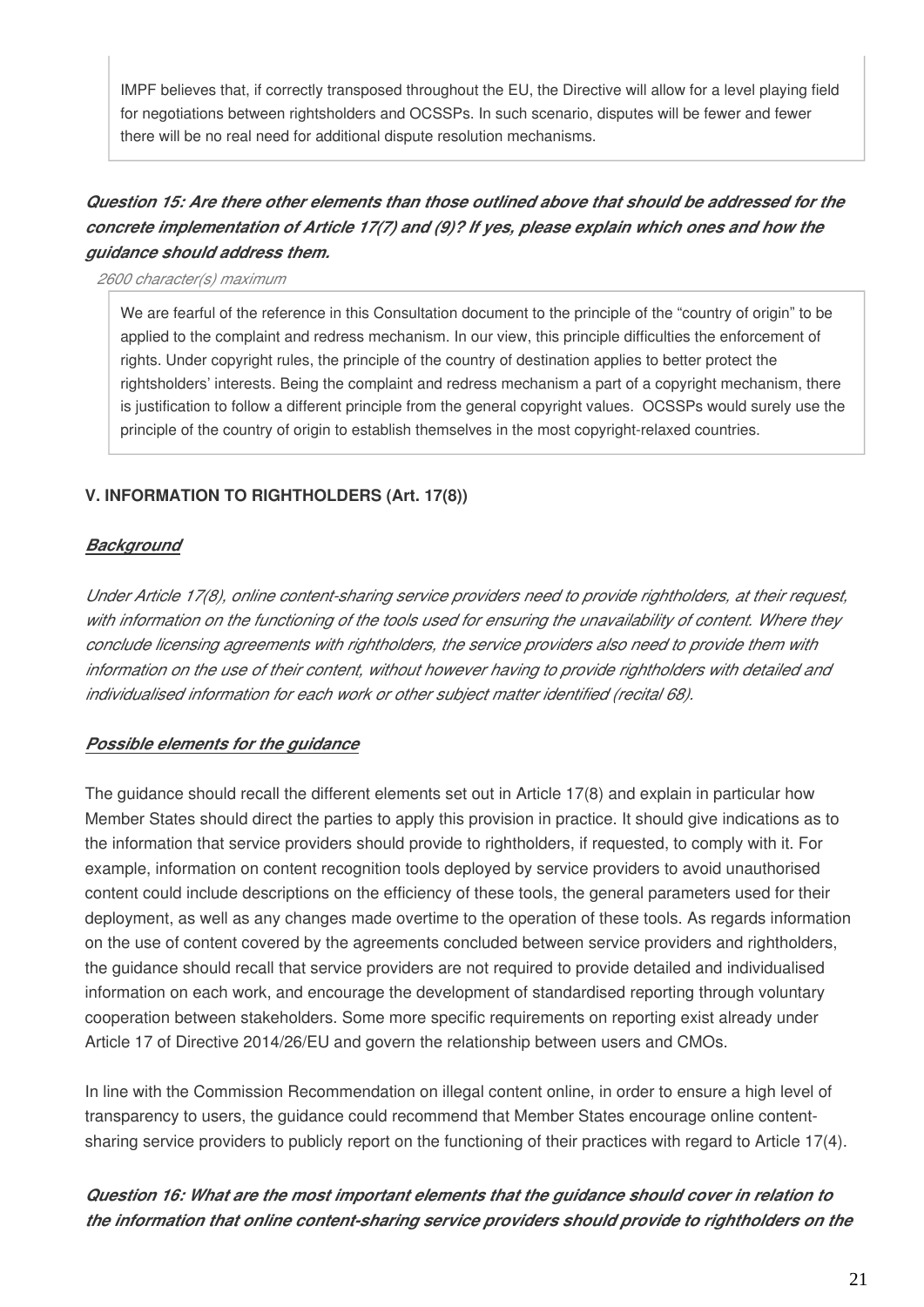IMPF believes that, if correctly transposed throughout the EU, the Directive will allow for a level playing field for negotiations between rightsholders and OCSSPs. In such scenario, disputes will be fewer and fewer there will be no real need for additional dispute resolution mechanisms.

***Question 15: Are there other elements than those outlined above that should be addressed for the concrete implementation of Article 17(7) and (9)? If yes, please explain which ones and how the guidance should address them.***

*2600 character(s) maximum*

We are fearful of the reference in this Consultation document to the principle of the "country of origin" to be applied to the complaint and redress mechanism. In our view, this principle difficulties the enforcement of rights. Under copyright rules, the principle of the country of destination applies to better protect the rightsholders' interests. Being the complaint and redress mechanism a part of a copyright mechanism, there is justification to follow a different principle from the general copyright values. OCSSPs would surely use the principle of the country of origin to establish themselves in the most copyright-relaxed countries.

## V. INFORMATION TO RIGHTHOLDERS (Art. 17(8))

### ***Background***

*Under Article 17(8), online content-sharing service providers need to provide rightholders, at their request, with information on the functioning of the tools used for ensuring the unavailability of content. Where they conclude licensing agreements with rightholders, the service providers also need to provide them with information on the use of their content, without however having to provide rightholders with detailed and individualised information for each work or other subject matter identified (recital 68).*

### ***Possible elements for the guidance***

The guidance should recall the different elements set out in Article 17(8) and explain in particular how Member States should direct the parties to apply this provision in practice. It should give indications as to the information that service providers should provide to rightholders, if requested, to comply with it. For example, information on content recognition tools deployed by service providers to avoid unauthorised content could include descriptions on the efficiency of these tools, the general parameters used for their deployment, as well as any changes made overtime to the operation of these tools. As regards information on the use of content covered by the agreements concluded between service providers and rightholders, the guidance should recall that service providers are not required to provide detailed and individualised information on each work, and encourage the development of standardised reporting through voluntary cooperation between stakeholders. Some more specific requirements on reporting exist already under Article 17 of Directive 2014/26/EU and govern the relationship between users and CMOs.

In line with the Commission Recommendation on illegal content online, in order to ensure a high level of transparency to users, the guidance could recommend that Member States encourage online content-sharing service providers to publicly report on the functioning of their practices with regard to Article 17(4).

***Question 16: What are the most important elements that the guidance should cover in relation to the information that online content-sharing service providers should provide to rightholders on the***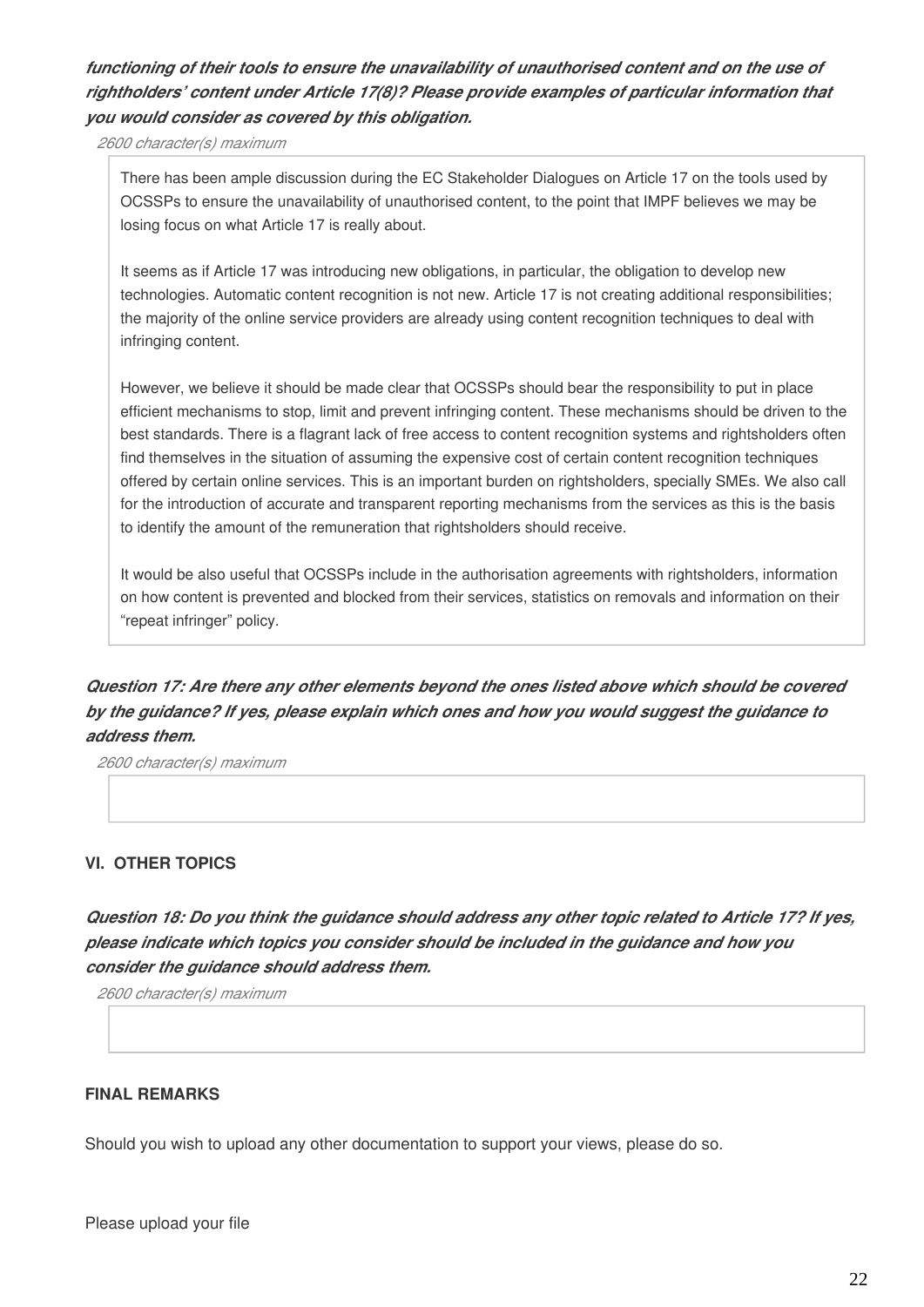***functioning of their tools to ensure the unavailability of unauthorised content and on the use of rightholders' content under Article 17(8)? Please provide examples of particular information that you would consider as covered by this obligation.***

*2600 character(s) maximum*

There has been ample discussion during the EC Stakeholder Dialogues on Article 17 on the tools used by OCSSPs to ensure the unavailability of unauthorised content, to the point that IMPF believes we may be losing focus on what Article 17 is really about.

It seems as if Article 17 was introducing new obligations, in particular, the obligation to develop new technologies. Automatic content recognition is not new. Article 17 is not creating additional responsibilities; the majority of the online service providers are already using content recognition techniques to deal with infringing content.

However, we believe it should be made clear that OCSSPs should bear the responsibility to put in place efficient mechanisms to stop, limit and prevent infringing content. These mechanisms should be driven to the best standards. There is a flagrant lack of free access to content recognition systems and rightsholders often find themselves in the situation of assuming the expensive cost of certain content recognition techniques offered by certain online services. This is an important burden on rightsholders, specially SMEs. We also call for the introduction of accurate and transparent reporting mechanisms from the services as this is the basis to identify the amount of the remuneration that rightsholders should receive.

It would be also useful that OCSSPs include in the authorisation agreements with rightsholders, information on how content is prevented and blocked from their services, statistics on removals and information on their "repeat infringer" policy.

***Question 17: Are there any other elements beyond the ones listed above which should be covered by the guidance? If yes, please explain which ones and how you would suggest the guidance to address them.***

*2600 character(s) maximum*

## VI. OTHER TOPICS

***Question 18: Do you think the guidance should address any other topic related to Article 17? If yes, please indicate which topics you consider should be included in the guidance and how you consider the guidance should address them.***

*2600 character(s) maximum*

## FINAL REMARKS

Should you wish to upload any other documentation to support your views, please do so.

Please upload your file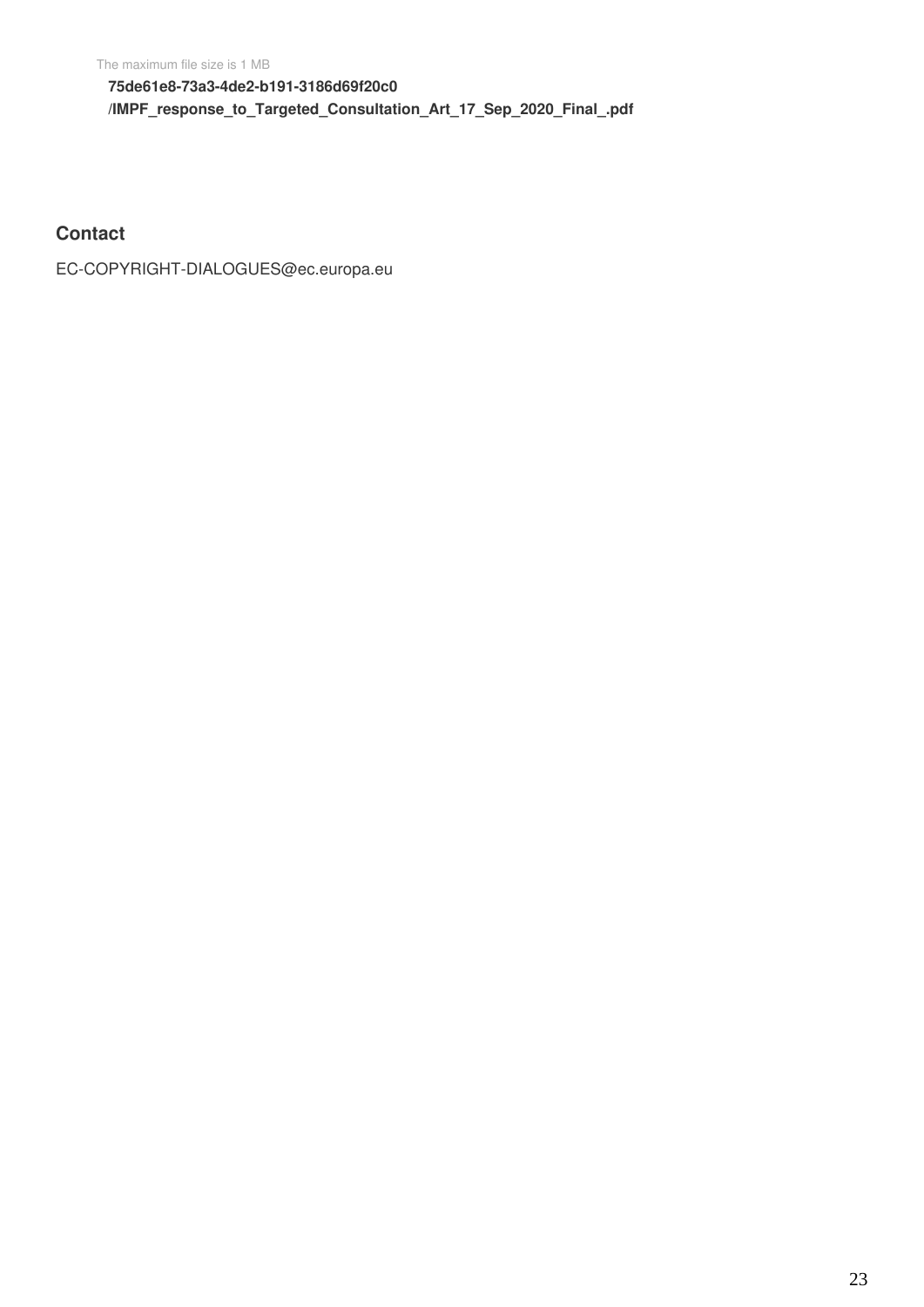The maximum file size is 1 MB

**75de61e8-73a3-4de2-b191-3186d69f20c0**
**/IMPF_response_to_Targeted_Consultation_Art_17_Sep_2020_Final_.pdf**

## Contact

EC-COPYRIGHT-DIALOGUES@ec.europa.eu